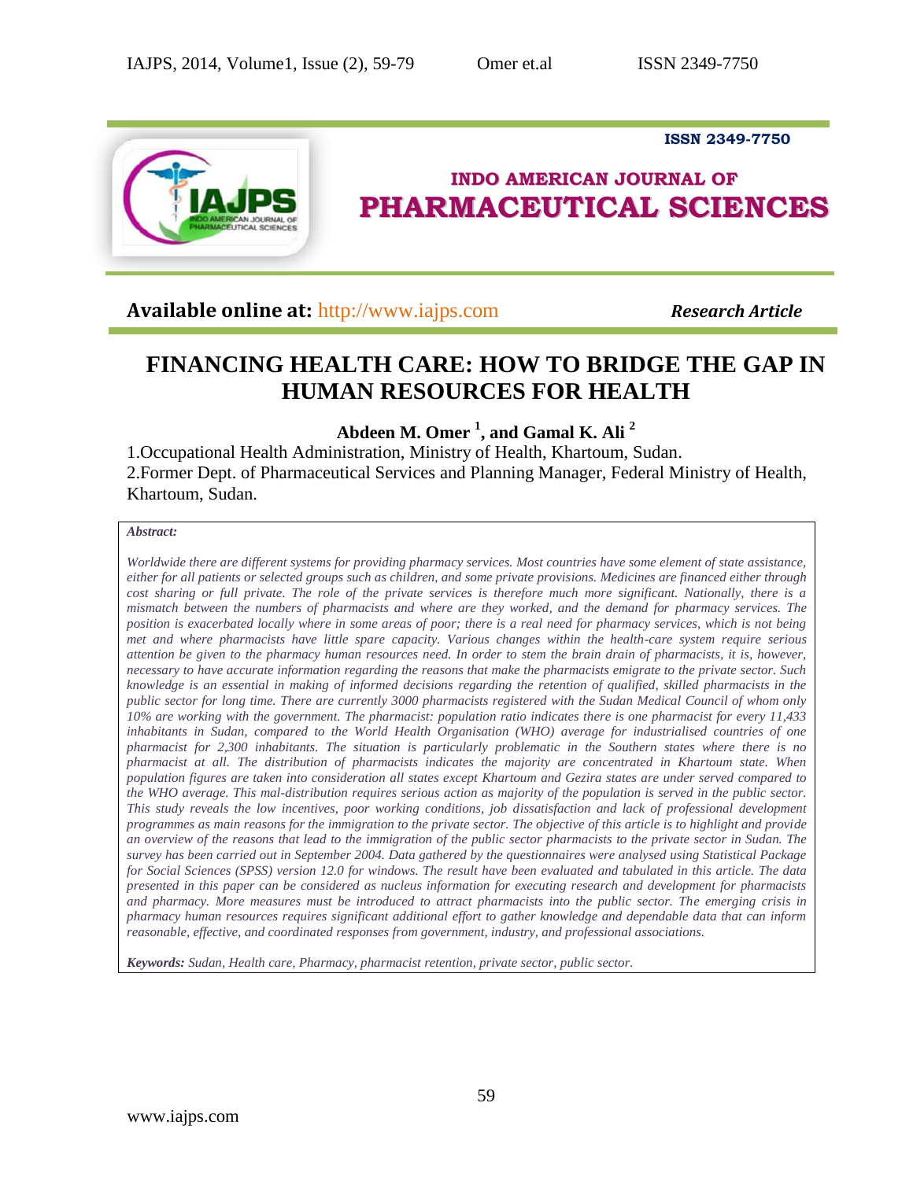**Available online at:** http://www.iajps.com *Research Article*

# FINANCING HEALTH CARE: HOW TO BRIDGE THE GAP IN HUMAN RESOURCES FOR HEALTH

**Abdeen M. Omer [1], and Gamal K. Ali [2]**

1.Occupational Health Administration, Ministry of Health, Khartoum, Sudan.
2.Former Dept. of Pharmaceutical Services and Planning Manager, Federal Ministry of Health, Khartoum, Sudan.

***Abstract:***

*Worldwide there are different systems for providing pharmacy services. Most countries have some element of state assistance, either for all patients or selected groups such as children, and some private provisions. Medicines are financed either through cost sharing or full private. The role of the private services is therefore much more significant. Nationally, there is a mismatch between the numbers of pharmacists and where are they worked, and the demand for pharmacy services. The position is exacerbated locally where in some areas of poor; there is a real need for pharmacy services, which is not being met and where pharmacists have little spare capacity. Various changes within the health-care system require serious attention be given to the pharmacy human resources need. In order to stem the brain drain of pharmacists, it is, however, necessary to have accurate information regarding the reasons that make the pharmacists emigrate to the private sector. Such knowledge is an essential in making of informed decisions regarding the retention of qualified, skilled pharmacists in the public sector for long time. There are currently 3000 pharmacists registered with the Sudan Medical Council of whom only 10% are working with the government. The pharmacist: population ratio indicates there is one pharmacist for every 11,433 inhabitants in Sudan, compared to the World Health Organisation (WHO) average for industrialised countries of one pharmacist for 2,300 inhabitants. The situation is particularly problematic in the Southern states where there is no pharmacist at all. The distribution of pharmacists indicates the majority are concentrated in Khartoum state. When population figures are taken into consideration all states except Khartoum and Gezira states are under served compared to the WHO average. This mal-distribution requires serious action as majority of the population is served in the public sector. This study reveals the low incentives, poor working conditions, job dissatisfaction and lack of professional development programmes as main reasons for the immigration to the private sector. The objective of this article is to highlight and provide an overview of the reasons that lead to the immigration of the public sector pharmacists to the private sector in Sudan. The survey has been carried out in September 2004. Data gathered by the questionnaires were analysed using Statistical Package for Social Sciences (SPSS) version 12.0 for windows. The result have been evaluated and tabulated in this article. The data presented in this paper can be considered as nucleus information for executing research and development for pharmacists and pharmacy. More measures must be introduced to attract pharmacists into the public sector. The emerging crisis in pharmacy human resources requires significant additional effort to gather knowledge and dependable data that can inform reasonable, effective, and coordinated responses from government, industry, and professional associations.*

***Keywords:*** *Sudan, Health care, Pharmacy, pharmacist retention, private sector, public sector.*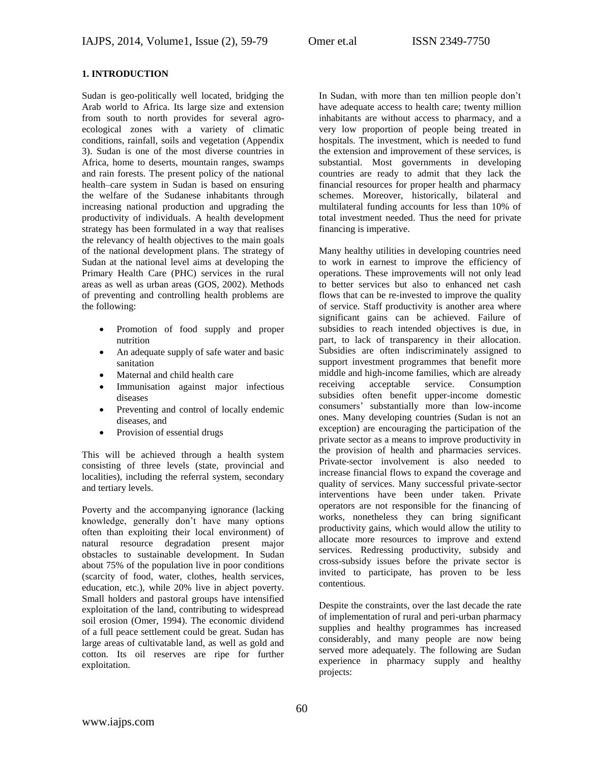## 1. INTRODUCTION

Sudan is geo-politically well located, bridging the Arab world to Africa. Its large size and extension from south to north provides for several agro-ecological zones with a variety of climatic conditions, rainfall, soils and vegetation (Appendix 3). Sudan is one of the most diverse countries in Africa, home to deserts, mountain ranges, swamps and rain forests. The present policy of the national health–care system in Sudan is based on ensuring the welfare of the Sudanese inhabitants through increasing national production and upgrading the productivity of individuals. A health development strategy has been formulated in a way that realises the relevancy of health objectives to the main goals of the national development plans. The strategy of Sudan at the national level aims at developing the Primary Health Care (PHC) services in the rural areas as well as urban areas (GOS, 2002). Methods of preventing and controlling health problems are the following:

- Promotion of food supply and proper nutrition
- An adequate supply of safe water and basic sanitation
- Maternal and child health care
- Immunisation against major infectious diseases
- Preventing and control of locally endemic diseases, and
- Provision of essential drugs

This will be achieved through a health system consisting of three levels (state, provincial and localities), including the referral system, secondary and tertiary levels.

Poverty and the accompanying ignorance (lacking knowledge, generally don't have many options often than exploiting their local environment) of natural resource degradation present major obstacles to sustainable development. In Sudan about 75% of the population live in poor conditions (scarcity of food, water, clothes, health services, education, etc.), while 20% live in abject poverty. Small holders and pastoral groups have intensified exploitation of the land, contributing to widespread soil erosion (Omer, 1994). The economic dividend of a full peace settlement could be great. Sudan has large areas of cultivatable land, as well as gold and cotton. Its oil reserves are ripe for further exploitation.

In Sudan, with more than ten million people don't have adequate access to health care; twenty million inhabitants are without access to pharmacy, and a very low proportion of people being treated in hospitals. The investment, which is needed to fund the extension and improvement of these services, is substantial. Most governments in developing countries are ready to admit that they lack the financial resources for proper health and pharmacy schemes. Moreover, historically, bilateral and multilateral funding accounts for less than 10% of total investment needed. Thus the need for private financing is imperative.

Many healthy utilities in developing countries need to work in earnest to improve the efficiency of operations. These improvements will not only lead to better services but also to enhanced net cash flows that can be re-invested to improve the quality of service. Staff productivity is another area where significant gains can be achieved. Failure of subsidies to reach intended objectives is due, in part, to lack of transparency in their allocation. Subsidies are often indiscriminately assigned to support investment programmes that benefit more middle and high-income families, which are already receiving acceptable service. Consumption subsidies often benefit upper-income domestic consumers' substantially more than low-income ones. Many developing countries (Sudan is not an exception) are encouraging the participation of the private sector as a means to improve productivity in the provision of health and pharmacies services. Private-sector involvement is also needed to increase financial flows to expand the coverage and quality of services. Many successful private-sector interventions have been under taken. Private operators are not responsible for the financing of works, nonetheless they can bring significant productivity gains, which would allow the utility to allocate more resources to improve and extend services. Redressing productivity, subsidy and cross-subsidy issues before the private sector is invited to participate, has proven to be less contentious.

Despite the constraints, over the last decade the rate of implementation of rural and peri-urban pharmacy supplies and healthy programmes has increased considerably, and many people are now being served more adequately. The following are Sudan experience in pharmacy supply and healthy projects: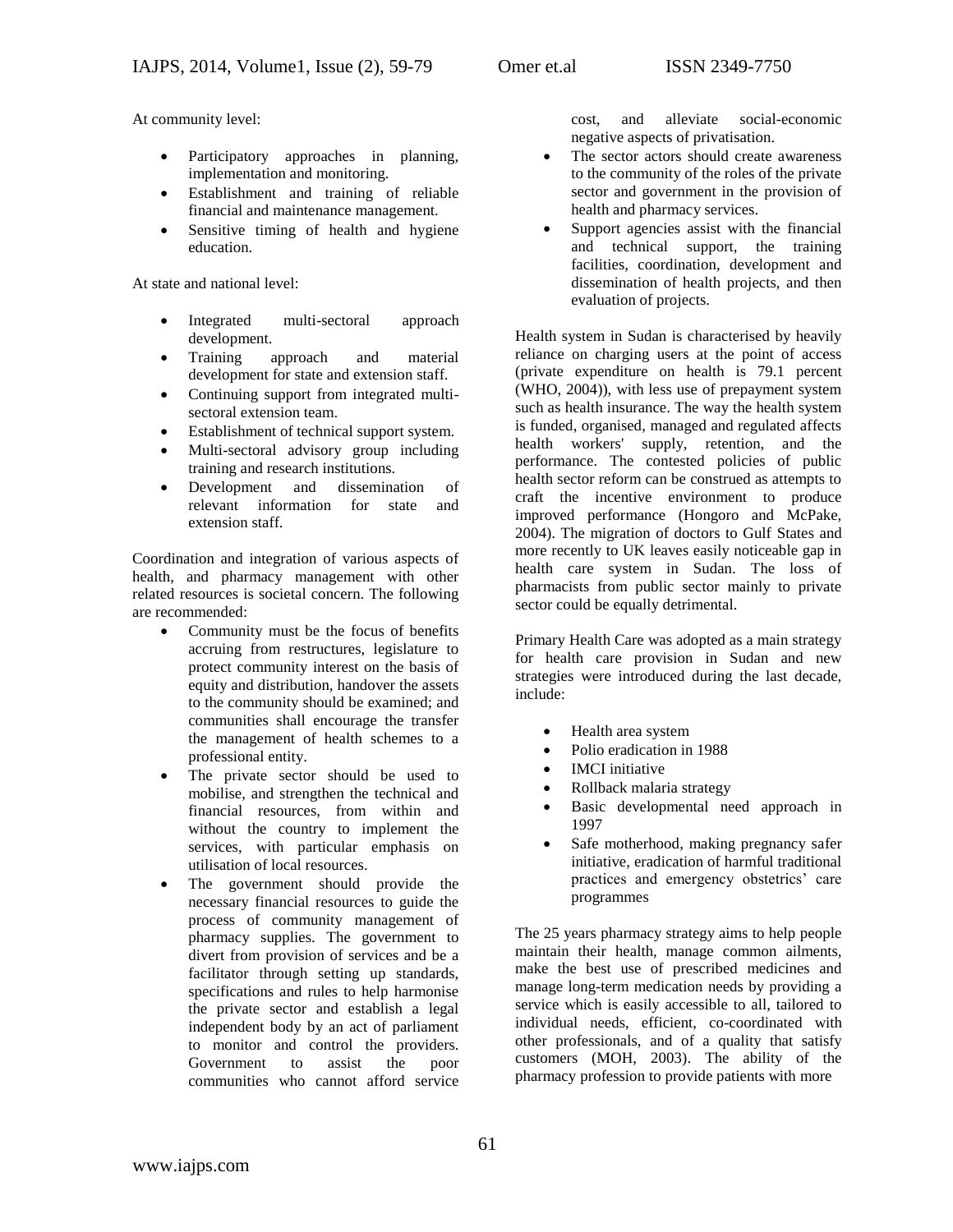At community level:

- Participatory approaches in planning, implementation and monitoring.
- Establishment and training of reliable financial and maintenance management.
- Sensitive timing of health and hygiene education.

At state and national level:

- Integrated multi-sectoral approach development.
- Training approach and material development for state and extension staff.
- Continuing support from integrated multi-sectoral extension team.
- Establishment of technical support system.
- Multi-sectoral advisory group including training and research institutions.
- Development and dissemination of relevant information for state and extension staff.

Coordination and integration of various aspects of health, and pharmacy management with other related resources is societal concern. The following are recommended:

- Community must be the focus of benefits accruing from restructures, legislature to protect community interest on the basis of equity and distribution, handover the assets to the community should be examined; and communities shall encourage the transfer the management of health schemes to a professional entity.
- The private sector should be used to mobilise, and strengthen the technical and financial resources, from within and without the country to implement the services, with particular emphasis on utilisation of local resources.
- The government should provide the necessary financial resources to guide the process of community management of pharmacy supplies. The government to divert from provision of services and be a facilitator through setting up standards, specifications and rules to help harmonise the private sector and establish a legal independent body by an act of parliament to monitor and control the providers. Government to assist the poor communities who cannot afford service cost, and alleviate social-economic negative aspects of privatisation.
- The sector actors should create awareness to the community of the roles of the private sector and government in the provision of health and pharmacy services.
- Support agencies assist with the financial and technical support, the training facilities, coordination, development and dissemination of health projects, and then evaluation of projects.

Health system in Sudan is characterised by heavily reliance on charging users at the point of access (private expenditure on health is 79.1 percent (WHO, 2004)), with less use of prepayment system such as health insurance. The way the health system is funded, organised, managed and regulated affects health workers' supply, retention, and the performance. The contested policies of public health sector reform can be construed as attempts to craft the incentive environment to produce improved performance (Hongoro and McPake, 2004). The migration of doctors to Gulf States and more recently to UK leaves easily noticeable gap in health care system in Sudan. The loss of pharmacists from public sector mainly to private sector could be equally detrimental.

Primary Health Care was adopted as a main strategy for health care provision in Sudan and new strategies were introduced during the last decade, include:

- Health area system
- Polio eradication in 1988
- IMCI initiative
- Rollback malaria strategy
- Basic developmental need approach in 1997
- Safe motherhood, making pregnancy safer initiative, eradication of harmful traditional practices and emergency obstetrics' care programmes

The 25 years pharmacy strategy aims to help people maintain their health, manage common ailments, make the best use of prescribed medicines and manage long-term medication needs by providing a service which is easily accessible to all, tailored to individual needs, efficient, co-coordinated with other professionals, and of a quality that satisfy customers (MOH, 2003). The ability of the pharmacy profession to provide patients with more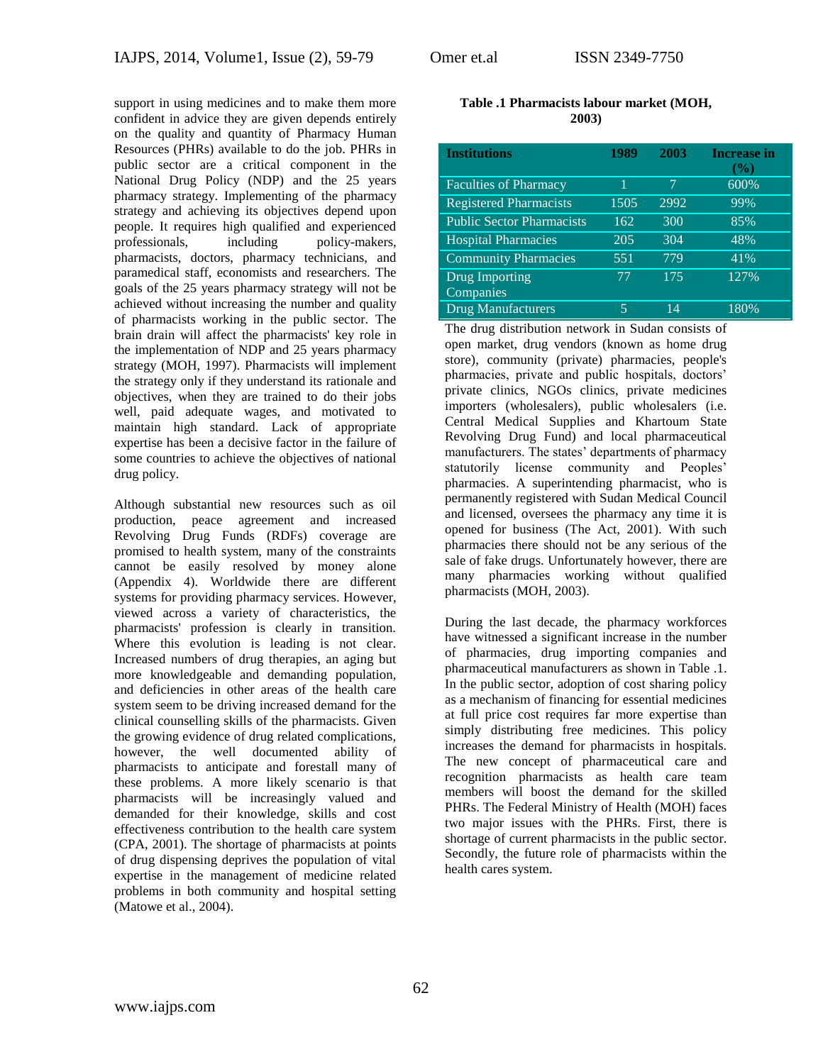support in using medicines and to make them more confident in advice they are given depends entirely on the quality and quantity of Pharmacy Human Resources (PHRs) available to do the job. PHRs in public sector are a critical component in the National Drug Policy (NDP) and the 25 years pharmacy strategy. Implementing of the pharmacy strategy and achieving its objectives depend upon people. It requires high qualified and experienced professionals, including policy-makers, pharmacists, doctors, pharmacy technicians, and paramedical staff, economists and researchers. The goals of the 25 years pharmacy strategy will not be achieved without increasing the number and quality of pharmacists working in the public sector. The brain drain will affect the pharmacists' key role in the implementation of NDP and 25 years pharmacy strategy (MOH, 1997). Pharmacists will implement the strategy only if they understand its rationale and objectives, when they are trained to do their jobs well, paid adequate wages, and motivated to maintain high standard. Lack of appropriate expertise has been a decisive factor in the failure of some countries to achieve the objectives of national drug policy.

Although substantial new resources such as oil production, peace agreement and increased Revolving Drug Funds (RDFs) coverage are promised to health system, many of the constraints cannot be easily resolved by money alone (Appendix 4). Worldwide there are different systems for providing pharmacy services. However, viewed across a variety of characteristics, the pharmacists' profession is clearly in transition. Where this evolution is leading is not clear. Increased numbers of drug therapies, an aging but more knowledgeable and demanding population, and deficiencies in other areas of the health care system seem to be driving increased demand for the clinical counselling skills of the pharmacists. Given the growing evidence of drug related complications, however, the well documented ability of pharmacists to anticipate and forestall many of these problems. A more likely scenario is that pharmacists will be increasingly valued and demanded for their knowledge, skills and cost effectiveness contribution to the health care system (CPA, 2001). The shortage of pharmacists at points of drug dispensing deprives the population of vital expertise in the management of medicine related problems in both community and hospital setting (Matowe et al., 2004).

**Table .1 Pharmacists labour market (MOH, 2003)**

| Institutions | 1989 | 2003 | Increase in (%) |
|---|---|---|---|
| Faculties of Pharmacy | 1 | 7 | 600% |
| Registered Pharmacists | 1505 | 2992 | 99% |
| Public Sector Pharmacists | 162 | 300 | 85% |
| Hospital Pharmacies | 205 | 304 | 48% |
| Community Pharmacies | 551 | 779 | 41% |
| Drug Importing Companies | 77 | 175 | 127% |
| Drug Manufacturers | 5 | 14 | 180% |

The drug distribution network in Sudan consists of open market, drug vendors (known as home drug store), community (private) pharmacies, people's pharmacies, private and public hospitals, doctors' private clinics, NGOs clinics, private medicines importers (wholesalers), public wholesalers (i.e. Central Medical Supplies and Khartoum State Revolving Drug Fund) and local pharmaceutical manufacturers. The states' departments of pharmacy statutorily license community and Peoples' pharmacies. A superintending pharmacist, who is permanently registered with Sudan Medical Council and licensed, oversees the pharmacy any time it is opened for business (The Act, 2001). With such pharmacies there should not be any serious of the sale of fake drugs. Unfortunately however, there are many pharmacies working without qualified pharmacists (MOH, 2003).

During the last decade, the pharmacy workforces have witnessed a significant increase in the number of pharmacies, drug importing companies and pharmaceutical manufacturers as shown in Table .1. In the public sector, adoption of cost sharing policy as a mechanism of financing for essential medicines at full price cost requires far more expertise than simply distributing free medicines. This policy increases the demand for pharmacists in hospitals. The new concept of pharmaceutical care and recognition pharmacists as health care team members will boost the demand for the skilled PHRs. The Federal Ministry of Health (MOH) faces two major issues with the PHRs. First, there is shortage of current pharmacists in the public sector. Secondly, the future role of pharmacists within the health cares system.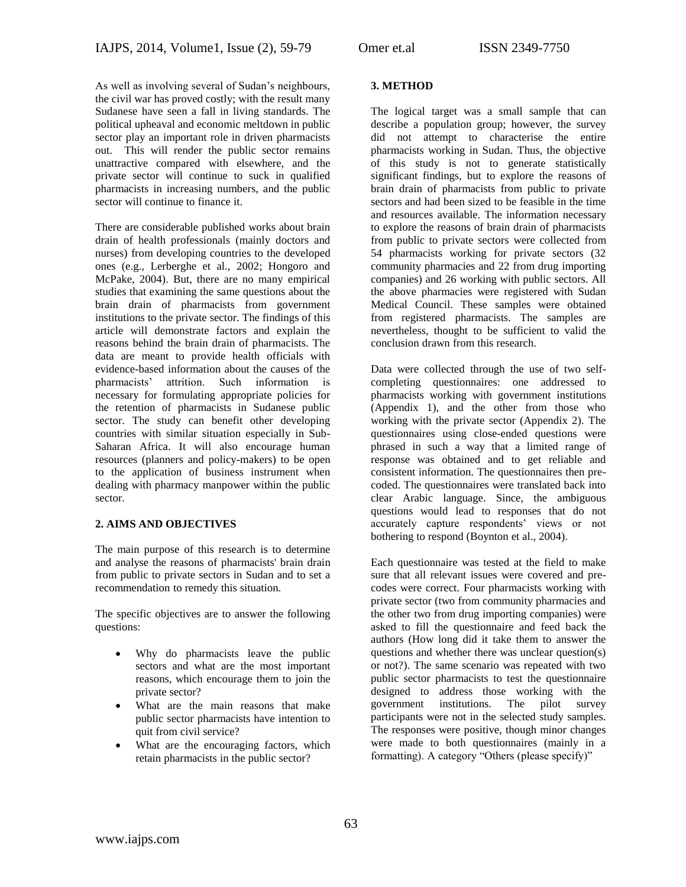As well as involving several of Sudan's neighbours, the civil war has proved costly; with the result many Sudanese have seen a fall in living standards. The political upheaval and economic meltdown in public sector play an important role in driven pharmacists out. This will render the public sector remains unattractive compared with elsewhere, and the private sector will continue to suck in qualified pharmacists in increasing numbers, and the public sector will continue to finance it.

There are considerable published works about brain drain of health professionals (mainly doctors and nurses) from developing countries to the developed ones (e.g., Lerberghe et al., 2002; Hongoro and McPake, 2004). But, there are no many empirical studies that examining the same questions about the brain drain of pharmacists from government institutions to the private sector. The findings of this article will demonstrate factors and explain the reasons behind the brain drain of pharmacists. The data are meant to provide health officials with evidence-based information about the causes of the pharmacists' attrition. Such information is necessary for formulating appropriate policies for the retention of pharmacists in Sudanese public sector. The study can benefit other developing countries with similar situation especially in Sub-Saharan Africa. It will also encourage human resources (planners and policy-makers) to be open to the application of business instrument when dealing with pharmacy manpower within the public sector.

## 2. AIMS AND OBJECTIVES

The main purpose of this research is to determine and analyse the reasons of pharmacists' brain drain from public to private sectors in Sudan and to set a recommendation to remedy this situation.

The specific objectives are to answer the following questions:

- Why do pharmacists leave the public sectors and what are the most important reasons, which encourage them to join the private sector?
- What are the main reasons that make public sector pharmacists have intention to quit from civil service?
- What are the encouraging factors, which retain pharmacists in the public sector?

## 3. METHOD

The logical target was a small sample that can describe a population group; however, the survey did not attempt to characterise the entire pharmacists working in Sudan. Thus, the objective of this study is not to generate statistically significant findings, but to explore the reasons of brain drain of pharmacists from public to private sectors and had been sized to be feasible in the time and resources available. The information necessary to explore the reasons of brain drain of pharmacists from public to private sectors were collected from 54 pharmacists working for private sectors (32 community pharmacies and 22 from drug importing companies) and 26 working with public sectors. All the above pharmacies were registered with Sudan Medical Council. These samples were obtained from registered pharmacists. The samples are nevertheless, thought to be sufficient to valid the conclusion drawn from this research.

Data were collected through the use of two self-completing questionnaires: one addressed to pharmacists working with government institutions (Appendix 1), and the other from those who working with the private sector (Appendix 2). The questionnaires using close-ended questions were phrased in such a way that a limited range of response was obtained and to get reliable and consistent information. The questionnaires then pre-coded. The questionnaires were translated back into clear Arabic language. Since, the ambiguous questions would lead to responses that do not accurately capture respondents' views or not bothering to respond (Boynton et al., 2004).

Each questionnaire was tested at the field to make sure that all relevant issues were covered and pre-codes were correct. Four pharmacists working with private sector (two from community pharmacies and the other two from drug importing companies) were asked to fill the questionnaire and feed back the authors (How long did it take them to answer the questions and whether there was unclear question(s) or not?). The same scenario was repeated with two public sector pharmacists to test the questionnaire designed to address those working with the government institutions. The pilot survey participants were not in the selected study samples. The responses were positive, though minor changes were made to both questionnaires (mainly in a formatting). A category "Others (please specify)"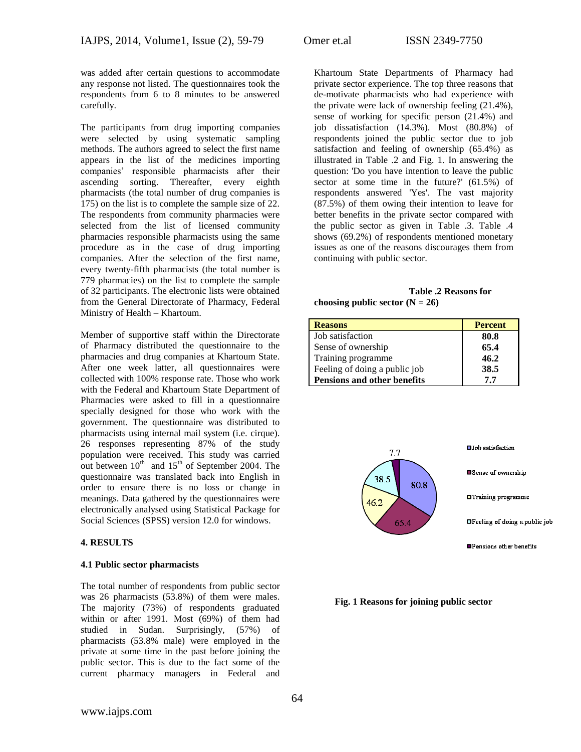was added after certain questions to accommodate any response not listed. The questionnaires took the respondents from 6 to 8 minutes to be answered carefully.

The participants from drug importing companies were selected by using systematic sampling methods. The authors agreed to select the first name appears in the list of the medicines importing companies' responsible pharmacists after their ascending sorting. Thereafter, every eighth pharmacists (the total number of drug companies is 175) on the list is to complete the sample size of 22. The respondents from community pharmacies were selected from the list of licensed community pharmacies responsible pharmacists using the same procedure as in the case of drug importing companies. After the selection of the first name, every twenty-fifth pharmacists (the total number is 779 pharmacies) on the list to complete the sample of 32 participants. The electronic lists were obtained from the General Directorate of Pharmacy, Federal Ministry of Health – Khartoum.

Member of supportive staff within the Directorate of Pharmacy distributed the questionnaire to the pharmacies and drug companies at Khartoum State. After one week latter, all questionnaires were collected with 100% response rate. Those who work with the Federal and Khartoum State Department of Pharmacies were asked to fill in a questionnaire specially designed for those who work with the government. The questionnaire was distributed to pharmacists using internal mail system (i.e. cirque). 26 responses representing 87% of the study population were received. This study was carried out between 10th and 15th of September 2004. The questionnaire was translated back into English in order to ensure there is no loss or change in meanings. Data gathered by the questionnaires were electronically analysed using Statistical Package for Social Sciences (SPSS) version 12.0 for windows.

## 4. RESULTS

### 4.1 Public sector pharmacists

The total number of respondents from public sector was 26 pharmacists (53.8%) of them were males. The majority (73%) of respondents graduated within or after 1991. Most (69%) of them had studied in Sudan. Surprisingly, (57%) of pharmacists (53.8% male) were employed in the private at some time in the past before joining the public sector. This is due to the fact some of the current pharmacy managers in Federal and Khartoum State Departments of Pharmacy had private sector experience. The top three reasons that de-motivate pharmacists who had experience with the private were lack of ownership feeling (21.4%), sense of working for specific person (21.4%) and job dissatisfaction (14.3%). Most (80.8%) of respondents joined the public sector due to job satisfaction and feeling of ownership (65.4%) as illustrated in Table .2 and Fig. 1. In answering the question: 'Do you have intention to leave the public sector at some time in the future?' (61.5%) of respondents answered 'Yes'. The vast majority (87.5%) of them owing their intention to leave for better benefits in the private sector compared with the public sector as given in Table .3. Table .4 shows (69.2%) of respondents mentioned monetary issues as one of the reasons discourages them from continuing with public sector.

**Table .2 Reasons for choosing public sector (N = 26)**

| Reasons | Percent |
|---|---|
| Job satisfaction | **80.8** |
| Sense of ownership | **65.4** |
| Training programme | **46.2** |
| Feeling of doing a public job | **38.5** |
| **Pensions and other benefits** | **7.7** |

**Fig. 1 Reasons for joining public sector**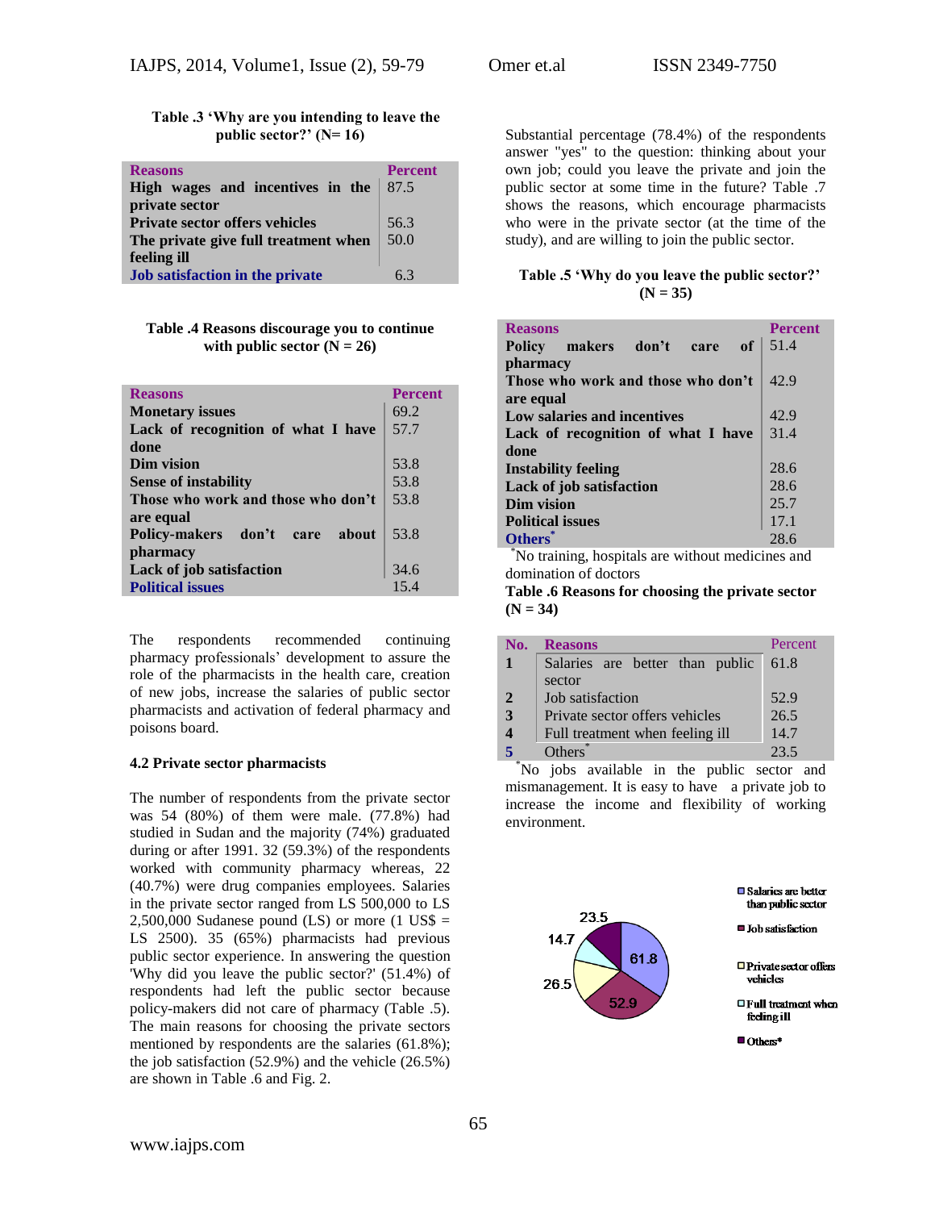**Table .3 'Why are you intending to leave the public sector?' (N= 16)**

| Reasons | Percent |
|---|---|
| High wages and incentives in the private sector | 87.5 |
| Private sector offers vehicles | 56.3 |
| The private give full treatment when feeling ill | 50.0 |
| Job satisfaction in the private | 6.3 |

**Table .4 Reasons discourage you to continue with public sector (N = 26)**

| Reasons | Percent |
|---|---|
| Monetary issues | 69.2 |
| Lack of recognition of what I have done | 57.7 |
| Dim vision | 53.8 |
| Sense of instability | 53.8 |
| Those who work and those who don't are equal | 53.8 |
| Policy-makers don't care about pharmacy | 53.8 |
| Lack of job satisfaction | 34.6 |
| Political issues | 15.4 |

The respondents recommended continuing pharmacy professionals' development to assure the role of the pharmacists in the health care, creation of new jobs, increase the salaries of public sector pharmacists and activation of federal pharmacy and poisons board.

### 4.2 Private sector pharmacists

The number of respondents from the private sector was 54 (80%) of them were male. (77.8%) had studied in Sudan and the majority (74%) graduated during or after 1991. 32 (59.3%) of the respondents worked with community pharmacy whereas, 22 (40.7%) were drug companies employees. Salaries in the private sector ranged from LS 500,000 to LS 2,500,000 Sudanese pound (LS) or more (1 US$ = LS 2500). 35 (65%) pharmacists had previous public sector experience. In answering the question 'Why did you leave the public sector?' (51.4%) of respondents had left the public sector because policy-makers did not care of pharmacy (Table .5). The main reasons for choosing the private sectors mentioned by respondents are the salaries (61.8%); the job satisfaction (52.9%) and the vehicle (26.5%) are shown in Table .6 and Fig. 2.

Substantial percentage (78.4%) of the respondents answer "yes" to the question: thinking about your own job; could you leave the private and join the public sector at some time in the future? Table .7 shows the reasons, which encourage pharmacists who were in the private sector (at the time of the study), and are willing to join the public sector.

**Table .5 'Why do you leave the public sector?' (N = 35)**

| Reasons | Percent |
|---|---|
| Policy makers don't care of pharmacy | 51.4 |
| Those who work and those who don't are equal | 42.9 |
| Low salaries and incentives | 42.9 |
| Lack of recognition of what I have done | 31.4 |
| Instability feeling | 28.6 |
| Lack of job satisfaction | 28.6 |
| Dim vision | 25.7 |
| Political issues | 17.1 |
| Others* | 28.6 |

*No training, hospitals are without medicines and domination of doctors

**Table .6 Reasons for choosing the private sector (N = 34)**

| No. | Reasons | Percent |
|---|---|---|
| 1 | Salaries are better than public sector | 61.8 |
| 2 | Job satisfaction | 52.9 |
| 3 | Private sector offers vehicles | 26.5 |
| 4 | Full treatment when feeling ill | 14.7 |
| 5 | Others* | 23.5 |

*No jobs available in the public sector and mismanagement. It is easy to have a private job to increase the income and flexibility of working environment.

- Salaries are better than public sector: 61.8
- Job satisfaction: 52.9
- Private sector offers vehicles: 26.5
- Full treatment when feeling ill: 14.7
- Others*: 23.5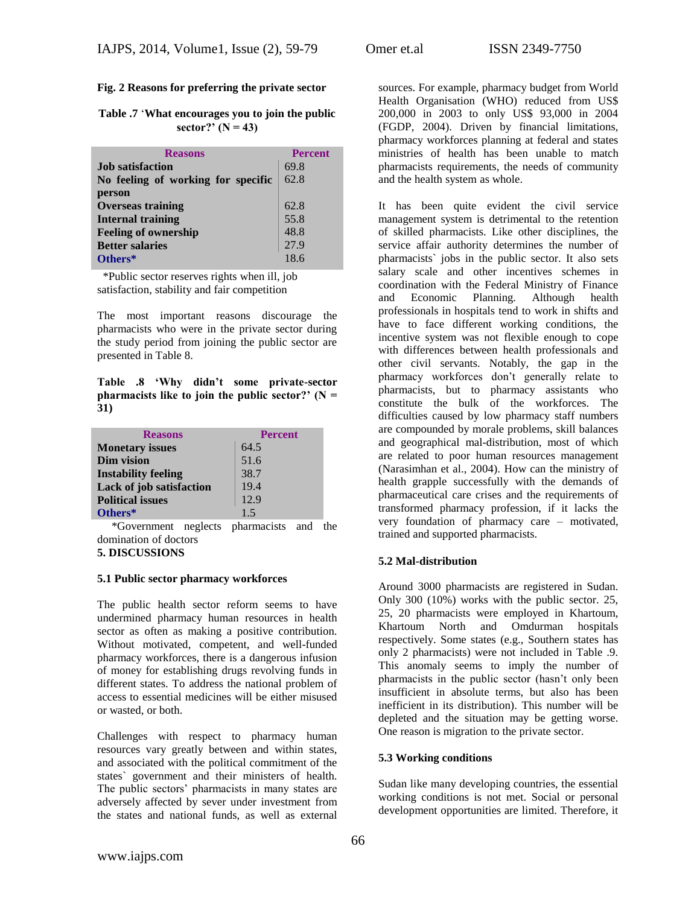**Fig. 2 Reasons for preferring the private sector**

**Table .7 'What encourages you to join the public sector?' (N = 43)**

| Reasons | Percent |
|---|---|
| **Job satisfaction** | 69.8 |
| **No feeling of working for specific person** | 62.8 |
| **Overseas training** | 62.8 |
| **Internal training** | 55.8 |
| **Feeling of ownership** | 48.8 |
| **Better salaries** | 27.9 |
| **Others*** | 18.6 |

*Public sector reserves rights when ill, job satisfaction, stability and fair competition

The most important reasons discourage the pharmacists who were in the private sector during the study period from joining the public sector are presented in Table 8.

**Table .8 'Why didn't some private-sector pharmacists like to join the public sector?' (N = 31)**

| Reasons | Percent |
|---|---|
| **Monetary issues** | 64.5 |
| **Dim vision** | 51.6 |
| **Instability feeling** | 38.7 |
| **Lack of job satisfaction** | 19.4 |
| **Political issues** | 12.9 |
| **Others*** | 1.5 |

*Government neglects pharmacists and the domination of doctors

## 5. DISCUSSIONS

### 5.1 Public sector pharmacy workforces

The public health sector reform seems to have undermined pharmacy human resources in health sector as often as making a positive contribution. Without motivated, competent, and well-funded pharmacy workforces, there is a dangerous infusion of money for establishing drugs revolving funds in different states. To address the national problem of access to essential medicines will be either misused or wasted, or both.

Challenges with respect to pharmacy human resources vary greatly between and within states, and associated with the political commitment of the states` government and their ministers of health. The public sectors' pharmacists in many states are adversely affected by sever under investment from the states and national funds, as well as external sources. For example, pharmacy budget from World Health Organisation (WHO) reduced from US$ 200,000 in 2003 to only US$ 93,000 in 2004 (FGDP, 2004). Driven by financial limitations, pharmacy workforces planning at federal and states ministries of health has been unable to match pharmacists requirements, the needs of community and the health system as whole.

It has been quite evident the civil service management system is detrimental to the retention of skilled pharmacists. Like other disciplines, the service affair authority determines the number of pharmacists` jobs in the public sector. It also sets salary scale and other incentives schemes in coordination with the Federal Ministry of Finance and Economic Planning. Although health professionals in hospitals tend to work in shifts and have to face different working conditions, the incentive system was not flexible enough to cope with differences between health professionals and other civil servants. Notably, the gap in the pharmacy workforces don't generally relate to pharmacists, but to pharmacy assistants who constitute the bulk of the workforces. The difficulties caused by low pharmacy staff numbers are compounded by morale problems, skill balances and geographical mal-distribution, most of which are related to poor human resources management (Narasimhan et al., 2004). How can the ministry of health grapple successfully with the demands of pharmaceutical care crises and the requirements of transformed pharmacy profession, if it lacks the very foundation of pharmacy care – motivated, trained and supported pharmacists.

### 5.2 Mal-distribution

Around 3000 pharmacists are registered in Sudan. Only 300 (10%) works with the public sector. 25, 25, 20 pharmacists were employed in Khartoum, Khartoum North and Omdurman hospitals respectively. Some states (e.g., Southern states has only 2 pharmacists) were not included in Table .9. This anomaly seems to imply the number of pharmacists in the public sector (hasn't only been insufficient in absolute terms, but also has been inefficient in its distribution). This number will be depleted and the situation may be getting worse. One reason is migration to the private sector.

### 5.3 Working conditions

Sudan like many developing countries, the essential working conditions is not met. Social or personal development opportunities are limited. Therefore, it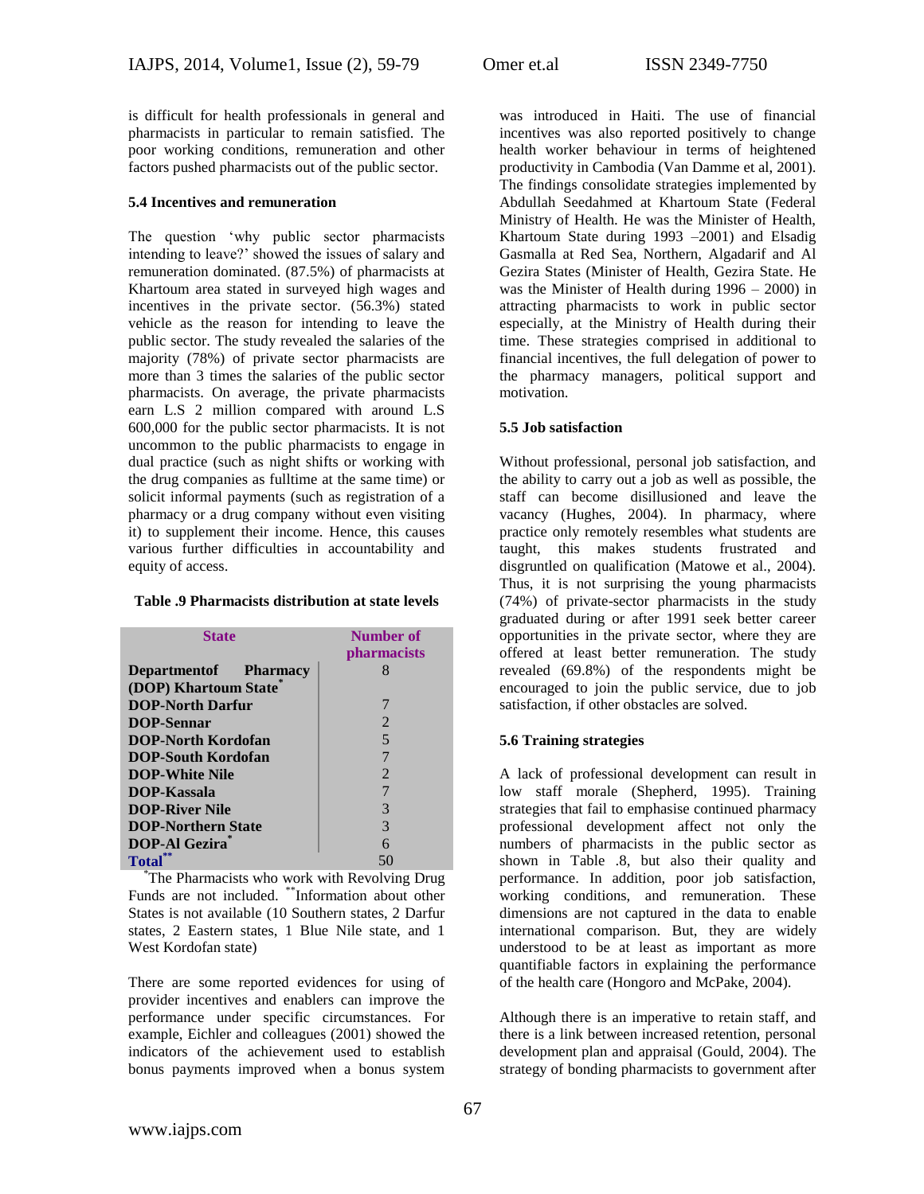is difficult for health professionals in general and pharmacists in particular to remain satisfied. The poor working conditions, remuneration and other factors pushed pharmacists out of the public sector.

### 5.4 Incentives and remuneration

The question 'why public sector pharmacists intending to leave?' showed the issues of salary and remuneration dominated. (87.5%) of pharmacists at Khartoum area stated in surveyed high wages and incentives in the private sector. (56.3%) stated vehicle as the reason for intending to leave the public sector. The study revealed the salaries of the majority (78%) of private sector pharmacists are more than 3 times the salaries of the public sector pharmacists. On average, the private pharmacists earn L.S 2 million compared with around L.S 600,000 for the public sector pharmacists. It is not uncommon to the public pharmacists to engage in dual practice (such as night shifts or working with the drug companies as fulltime at the same time) or solicit informal payments (such as registration of a pharmacy or a drug company without even visiting it) to supplement their income. Hence, this causes various further difficulties in accountability and equity of access.

**Table .9 Pharmacists distribution at state levels**

| State | Number of pharmacists |
|---|---|
| Departmentof Pharmacy (DOP) Khartoum State* | 8 |
| DOP-North Darfur | 7 |
| DOP-Sennar | 2 |
| DOP-North Kordofan | 5 |
| DOP-South Kordofan | 7 |
| DOP-White Nile | 2 |
| DOP-Kassala | 7 |
| DOP-River Nile | 3 |
| DOP-Northern State | 3 |
| DOP-Al Gezira* | 6 |
| Total** | 50 |

*The Pharmacists who work with Revolving Drug Funds are not included. **Information about other States is not available (10 Southern states, 2 Darfur states, 2 Eastern states, 1 Blue Nile state, and 1 West Kordofan state)

There are some reported evidences for using of provider incentives and enablers can improve the performance under specific circumstances. For example, Eichler and colleagues (2001) showed the indicators of the achievement used to establish bonus payments improved when a bonus system was introduced in Haiti. The use of financial incentives was also reported positively to change health worker behaviour in terms of heightened productivity in Cambodia (Van Damme et al, 2001). The findings consolidate strategies implemented by Abdullah Seedahmed at Khartoum State (Federal Ministry of Health. He was the Minister of Health, Khartoum State during 1993 –2001) and Elsadig Gasmalla at Red Sea, Northern, Algadarif and Al Gezira States (Minister of Health, Gezira State. He was the Minister of Health during 1996 – 2000) in attracting pharmacists to work in public sector especially, at the Ministry of Health during their time. These strategies comprised in additional to financial incentives, the full delegation of power to the pharmacy managers, political support and motivation.

### 5.5 Job satisfaction

Without professional, personal job satisfaction, and the ability to carry out a job as well as possible, the staff can become disillusioned and leave the vacancy (Hughes, 2004). In pharmacy, where practice only remotely resembles what students are taught, this makes students frustrated and disgruntled on qualification (Matowe et al., 2004). Thus, it is not surprising the young pharmacists (74%) of private-sector pharmacists in the study graduated during or after 1991 seek better career opportunities in the private sector, where they are offered at least better remuneration. The study revealed (69.8%) of the respondents might be encouraged to join the public service, due to job satisfaction, if other obstacles are solved.

### 5.6 Training strategies

A lack of professional development can result in low staff morale (Shepherd, 1995). Training strategies that fail to emphasise continued pharmacy professional development affect not only the numbers of pharmacists in the public sector as shown in Table .8, but also their quality and performance. In addition, poor job satisfaction, working conditions, and remuneration. These dimensions are not captured in the data to enable international comparison. But, they are widely understood to be at least as important as more quantifiable factors in explaining the performance of the health care (Hongoro and McPake, 2004).

Although there is an imperative to retain staff, and there is a link between increased retention, personal development plan and appraisal (Gould, 2004). The strategy of bonding pharmacists to government after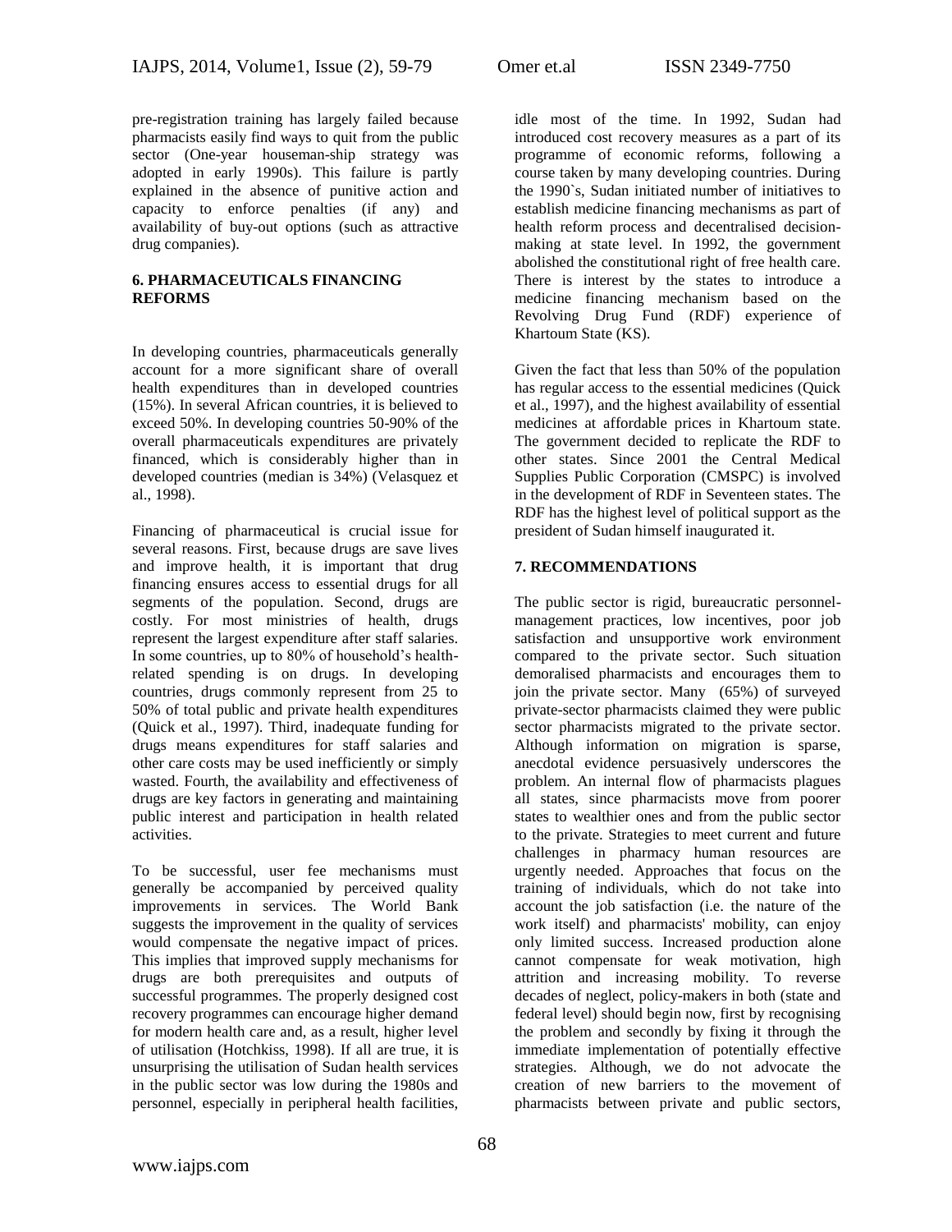pre-registration training has largely failed because pharmacists easily find ways to quit from the public sector (One-year houseman-ship strategy was adopted in early 1990s). This failure is partly explained in the absence of punitive action and capacity to enforce penalties (if any) and availability of buy-out options (such as attractive drug companies).

## 6. PHARMACEUTICALS FINANCING REFORMS

In developing countries, pharmaceuticals generally account for a more significant share of overall health expenditures than in developed countries (15%). In several African countries, it is believed to exceed 50%. In developing countries 50-90% of the overall pharmaceuticals expenditures are privately financed, which is considerably higher than in developed countries (median is 34%) (Velasquez et al., 1998).

Financing of pharmaceutical is crucial issue for several reasons. First, because drugs are save lives and improve health, it is important that drug financing ensures access to essential drugs for all segments of the population. Second, drugs are costly. For most ministries of health, drugs represent the largest expenditure after staff salaries. In some countries, up to 80% of household's health-related spending is on drugs. In developing countries, drugs commonly represent from 25 to 50% of total public and private health expenditures (Quick et al., 1997). Third, inadequate funding for drugs means expenditures for staff salaries and other care costs may be used inefficiently or simply wasted. Fourth, the availability and effectiveness of drugs are key factors in generating and maintaining public interest and participation in health related activities.

To be successful, user fee mechanisms must generally be accompanied by perceived quality improvements in services. The World Bank suggests the improvement in the quality of services would compensate the negative impact of prices. This implies that improved supply mechanisms for drugs are both prerequisites and outputs of successful programmes. The properly designed cost recovery programmes can encourage higher demand for modern health care and, as a result, higher level of utilisation (Hotchkiss, 1998). If all are true, it is unsurprising the utilisation of Sudan health services in the public sector was low during the 1980s and personnel, especially in peripheral health facilities, idle most of the time. In 1992, Sudan had introduced cost recovery measures as a part of its programme of economic reforms, following a course taken by many developing countries. During the 1990`s, Sudan initiated number of initiatives to establish medicine financing mechanisms as part of health reform process and decentralised decision-making at state level. In 1992, the government abolished the constitutional right of free health care. There is interest by the states to introduce a medicine financing mechanism based on the Revolving Drug Fund (RDF) experience of Khartoum State (KS).

Given the fact that less than 50% of the population has regular access to the essential medicines (Quick et al., 1997), and the highest availability of essential medicines at affordable prices in Khartoum state. The government decided to replicate the RDF to other states. Since 2001 the Central Medical Supplies Public Corporation (CMSPC) is involved in the development of RDF in Seventeen states. The RDF has the highest level of political support as the president of Sudan himself inaugurated it.

## 7. RECOMMENDATIONS

The public sector is rigid, bureaucratic personnel-management practices, low incentives, poor job satisfaction and unsupportive work environment compared to the private sector. Such situation demoralised pharmacists and encourages them to join the private sector. Many (65%) of surveyed private-sector pharmacists claimed they were public sector pharmacists migrated to the private sector. Although information on migration is sparse, anecdotal evidence persuasively underscores the problem. An internal flow of pharmacists plagues all states, since pharmacists move from poorer states to wealthier ones and from the public sector to the private. Strategies to meet current and future challenges in pharmacy human resources are urgently needed. Approaches that focus on the training of individuals, which do not take into account the job satisfaction (i.e. the nature of the work itself) and pharmacists' mobility, can enjoy only limited success. Increased production alone cannot compensate for weak motivation, high attrition and increasing mobility. To reverse decades of neglect, policy-makers in both (state and federal level) should begin now, first by recognising the problem and secondly by fixing it through the immediate implementation of potentially effective strategies. Although, we do not advocate the creation of new barriers to the movement of pharmacists between private and public sectors,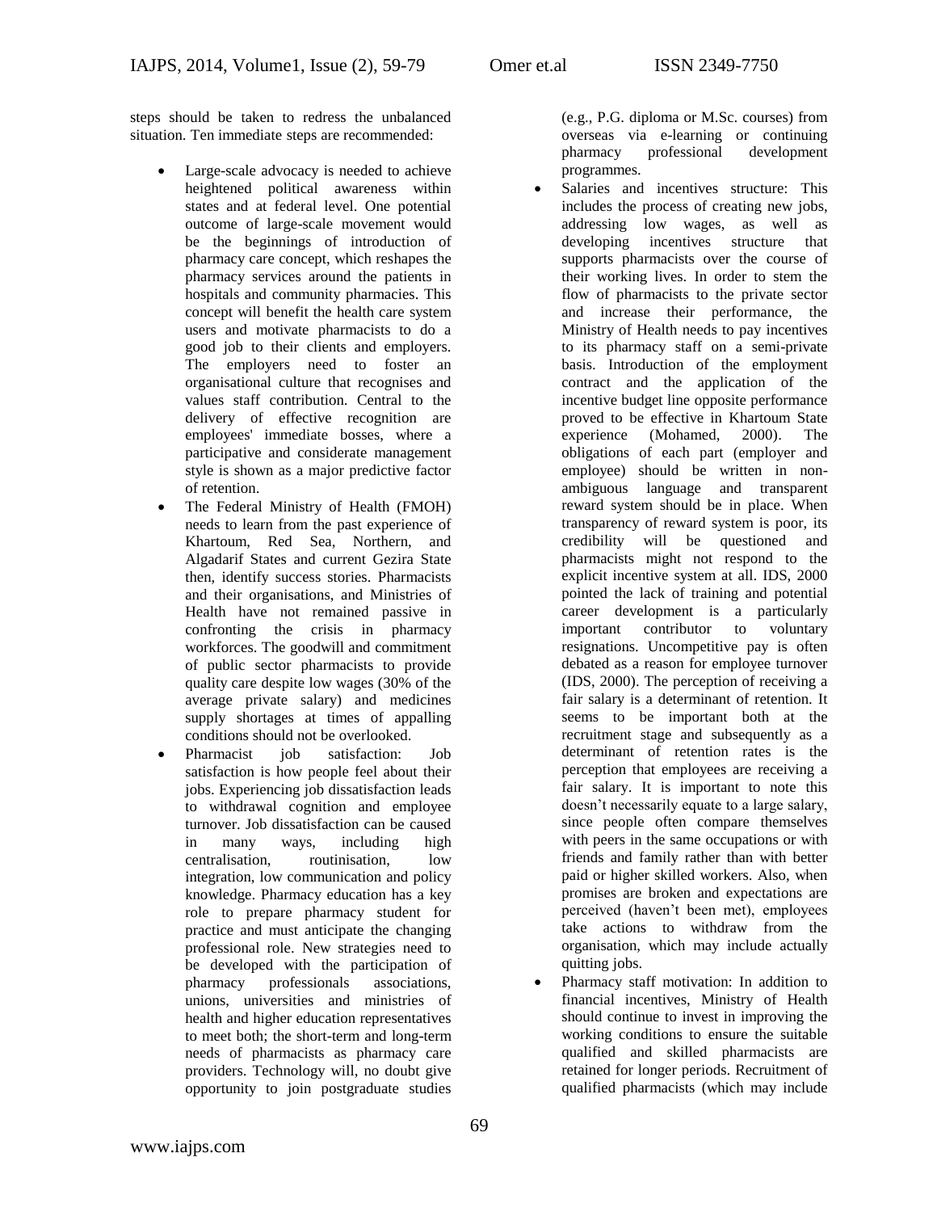steps should be taken to redress the unbalanced situation. Ten immediate steps are recommended:

- Large-scale advocacy is needed to achieve heightened political awareness within states and at federal level. One potential outcome of large-scale movement would be the beginnings of introduction of pharmacy care concept, which reshapes the pharmacy services around the patients in hospitals and community pharmacies. This concept will benefit the health care system users and motivate pharmacists to do a good job to their clients and employers. The employers need to foster an organisational culture that recognises and values staff contribution. Central to the delivery of effective recognition are employees' immediate bosses, where a participative and considerate management style is shown as a major predictive factor of retention.
- The Federal Ministry of Health (FMOH) needs to learn from the past experience of Khartoum, Red Sea, Northern, and Algadarif States and current Gezira State then, identify success stories. Pharmacists and their organisations, and Ministries of Health have not remained passive in confronting the crisis in pharmacy workforces. The goodwill and commitment of public sector pharmacists to provide quality care despite low wages (30% of the average private salary) and medicines supply shortages at times of appalling conditions should not be overlooked.
- Pharmacist job satisfaction: Job satisfaction is how people feel about their jobs. Experiencing job dissatisfaction leads to withdrawal cognition and employee turnover. Job dissatisfaction can be caused in many ways, including high centralisation, routinisation, low integration, low communication and policy knowledge. Pharmacy education has a key role to prepare pharmacy student for practice and must anticipate the changing professional role. New strategies need to be developed with the participation of pharmacy professionals associations, unions, universities and ministries of health and higher education representatives to meet both; the short-term and long-term needs of pharmacists as pharmacy care providers. Technology will, no doubt give opportunity to join postgraduate studies (e.g., P.G. diploma or M.Sc. courses) from overseas via e-learning or continuing pharmacy professional development programmes.
- Salaries and incentives structure: This includes the process of creating new jobs, addressing low wages, as well as developing incentives structure that supports pharmacists over the course of their working lives. In order to stem the flow of pharmacists to the private sector and increase their performance, the Ministry of Health needs to pay incentives to its pharmacy staff on a semi-private basis. Introduction of the employment contract and the application of the incentive budget line opposite performance proved to be effective in Khartoum State experience (Mohamed, 2000). The obligations of each part (employer and employee) should be written in non-ambiguous language and transparent reward system should be in place. When transparency of reward system is poor, its credibility will be questioned and pharmacists might not respond to the explicit incentive system at all. IDS, 2000 pointed the lack of training and potential career development is a particularly important contributor to voluntary resignations. Uncompetitive pay is often debated as a reason for employee turnover (IDS, 2000). The perception of receiving a fair salary is a determinant of retention. It seems to be important both at the recruitment stage and subsequently as a determinant of retention rates is the perception that employees are receiving a fair salary. It is important to note this doesn't necessarily equate to a large salary, since people often compare themselves with peers in the same occupations or with friends and family rather than with better paid or higher skilled workers. Also, when promises are broken and expectations are perceived (haven't been met), employees take actions to withdraw from the organisation, which may include actually quitting jobs.
- Pharmacy staff motivation: In addition to financial incentives, Ministry of Health should continue to invest in improving the working conditions to ensure the suitable qualified and skilled pharmacists are retained for longer periods. Recruitment of qualified pharmacists (which may include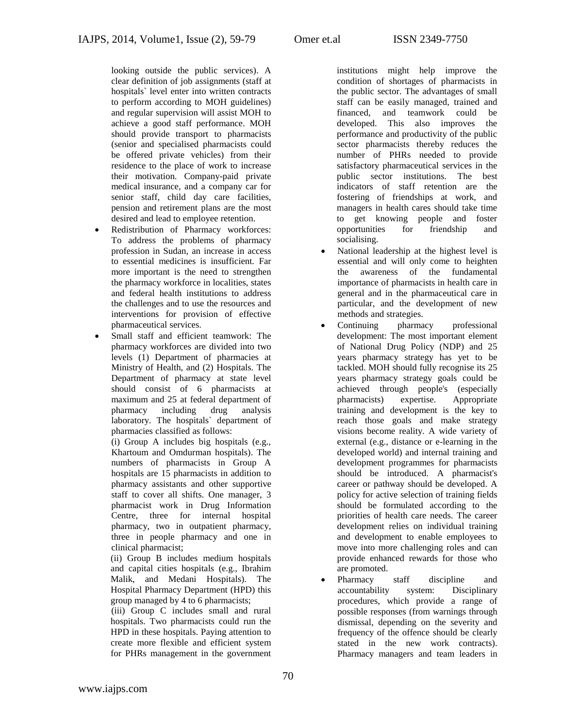looking outside the public services). A clear definition of job assignments (staff at hospitals` level enter into written contracts to perform according to MOH guidelines) and regular supervision will assist MOH to achieve a good staff performance. MOH should provide transport to pharmacists (senior and specialised pharmacists could be offered private vehicles) from their residence to the place of work to increase their motivation. Company-paid private medical insurance, and a company car for senior staff, child day care facilities, pension and retirement plans are the most desired and lead to employee retention.

- Redistribution of Pharmacy workforces: To address the problems of pharmacy profession in Sudan, an increase in access to essential medicines is insufficient. Far more important is the need to strengthen the pharmacy workforce in localities, states and federal health institutions to address the challenges and to use the resources and interventions for provision of effective pharmaceutical services.
- Small staff and efficient teamwork: The pharmacy workforces are divided into two levels (1) Department of pharmacies at Ministry of Health, and (2) Hospitals. The Department of pharmacy at state level should consist of 6 pharmacists at maximum and 25 at federal department of pharmacy including drug analysis laboratory. The hospitals` department of pharmacies classified as follows:

  (i) Group A includes big hospitals (e.g., Khartoum and Omdurman hospitals). The numbers of pharmacists in Group A hospitals are 15 pharmacists in addition to pharmacy assistants and other supportive staff to cover all shifts. One manager, 3 pharmacist work in Drug Information Centre, three for internal hospital pharmacy, two in outpatient pharmacy, three in people pharmacy and one in clinical pharmacist;

  (ii) Group B includes medium hospitals and capital cities hospitals (e.g., Ibrahim Malik, and Medani Hospitals). The Hospital Pharmacy Department (HPD) this group managed by 4 to 6 pharmacists;

  (iii) Group C includes small and rural hospitals. Two pharmacists could run the HPD in these hospitals. Paying attention to create more flexible and efficient system for PHRs management in the government institutions might help improve the condition of shortages of pharmacists in the public sector. The advantages of small staff can be easily managed, trained and financed, and teamwork could be developed. This also improves the performance and productivity of the public sector pharmacists thereby reduces the number of PHRs needed to provide satisfactory pharmaceutical services in the public sector institutions. The best indicators of staff retention are the fostering of friendships at work, and managers in health cares should take time to get knowing people and foster opportunities for friendship and socialising.
- National leadership at the highest level is essential and will only come to heighten the awareness of the fundamental importance of pharmacists in health care in general and in the pharmaceutical care in particular, and the development of new methods and strategies.
- Continuing pharmacy professional development: The most important element of National Drug Policy (NDP) and 25 years pharmacy strategy has yet to be tackled. MOH should fully recognise its 25 years pharmacy strategy goals could be achieved through people's (especially pharmacists) expertise. Appropriate training and development is the key to reach those goals and make strategy visions become reality. A wide variety of external (e.g., distance or e-learning in the developed world) and internal training and development programmes for pharmacists should be introduced. A pharmacist's career or pathway should be developed. A policy for active selection of training fields should be formulated according to the priorities of health care needs. The career development relies on individual training and development to enable employees to move into more challenging roles and can provide enhanced rewards for those who are promoted.
- Pharmacy staff discipline and accountability system: Disciplinary procedures, which provide a range of possible responses (from warnings through dismissal, depending on the severity and frequency of the offence should be clearly stated in the new work contracts). Pharmacy managers and team leaders in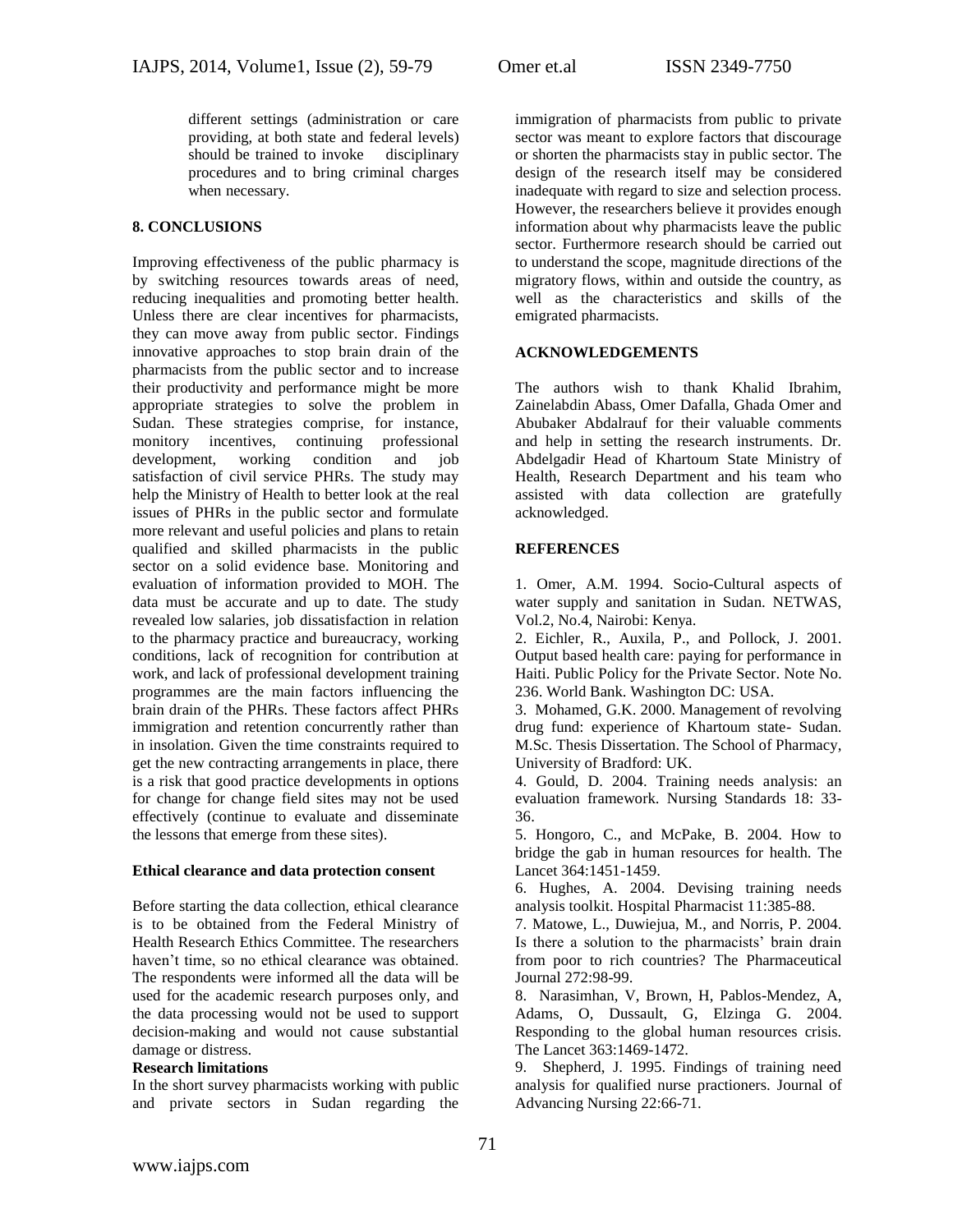different settings (administration or care providing, at both state and federal levels) should be trained to invoke disciplinary procedures and to bring criminal charges when necessary.

## 8. CONCLUSIONS

Improving effectiveness of the public pharmacy is by switching resources towards areas of need, reducing inequalities and promoting better health. Unless there are clear incentives for pharmacists, they can move away from public sector. Findings innovative approaches to stop brain drain of the pharmacists from the public sector and to increase their productivity and performance might be more appropriate strategies to solve the problem in Sudan. These strategies comprise, for instance, monitory incentives, continuing professional development, working condition and job satisfaction of civil service PHRs. The study may help the Ministry of Health to better look at the real issues of PHRs in the public sector and formulate more relevant and useful policies and plans to retain qualified and skilled pharmacists in the public sector on a solid evidence base. Monitoring and evaluation of information provided to MOH. The data must be accurate and up to date. The study revealed low salaries, job dissatisfaction in relation to the pharmacy practice and bureaucracy, working conditions, lack of recognition for contribution at work, and lack of professional development training programmes are the main factors influencing the brain drain of the PHRs. These factors affect PHRs immigration and retention concurrently rather than in insolation. Given the time constraints required to get the new contracting arrangements in place, there is a risk that good practice developments in options for change for change field sites may not be used effectively (continue to evaluate and disseminate the lessons that emerge from these sites).

### Ethical clearance and data protection consent

Before starting the data collection, ethical clearance is to be obtained from the Federal Ministry of Health Research Ethics Committee. The researchers haven't time, so no ethical clearance was obtained. The respondents were informed all the data will be used for the academic research purposes only, and the data processing would not be used to support decision-making and would not cause substantial damage or distress.

### Research limitations

In the short survey pharmacists working with public and private sectors in Sudan regarding the immigration of pharmacists from public to private sector was meant to explore factors that discourage or shorten the pharmacists stay in public sector. The design of the research itself may be considered inadequate with regard to size and selection process. However, the researchers believe it provides enough information about why pharmacists leave the public sector. Furthermore research should be carried out to understand the scope, magnitude directions of the migratory flows, within and outside the country, as well as the characteristics and skills of the emigrated pharmacists.

## ACKNOWLEDGEMENTS

The authors wish to thank Khalid Ibrahim, Zainelabdin Abass, Omer Dafalla, Ghada Omer and Abubaker Abdalrauf for their valuable comments and help in setting the research instruments. Dr. Abdelgadir Head of Khartoum State Ministry of Health, Research Department and his team who assisted with data collection are gratefully acknowledged.

## REFERENCES

1. Omer, A.M. 1994. Socio-Cultural aspects of water supply and sanitation in Sudan. NETWAS, Vol.2, No.4, Nairobi: Kenya.
2. Eichler, R., Auxila, P., and Pollock, J. 2001. Output based health care: paying for performance in Haiti. Public Policy for the Private Sector. Note No. 236. World Bank. Washington DC: USA.
3. Mohamed, G.K. 2000. Management of revolving drug fund: experience of Khartoum state- Sudan. M.Sc. Thesis Dissertation. The School of Pharmacy, University of Bradford: UK.
4. Gould, D. 2004. Training needs analysis: an evaluation framework. Nursing Standards 18: 33-36.
5. Hongoro, C., and McPake, B. 2004. How to bridge the gab in human resources for health. The Lancet 364:1451-1459.
6. Hughes, A. 2004. Devising training needs analysis toolkit. Hospital Pharmacist 11:385-88.
7. Matowe, L., Duwiejua, M., and Norris, P. 2004. Is there a solution to the pharmacists' brain drain from poor to rich countries? The Pharmaceutical Journal 272:98-99.
8. Narasimhan, V, Brown, H, Pablos-Mendez, A, Adams, O, Dussault, G, Elzinga G. 2004. Responding to the global human resources crisis. The Lancet 363:1469-1472.
9. Shepherd, J. 1995. Findings of training need analysis for qualified nurse practioners. Journal of Advancing Nursing 22:66-71.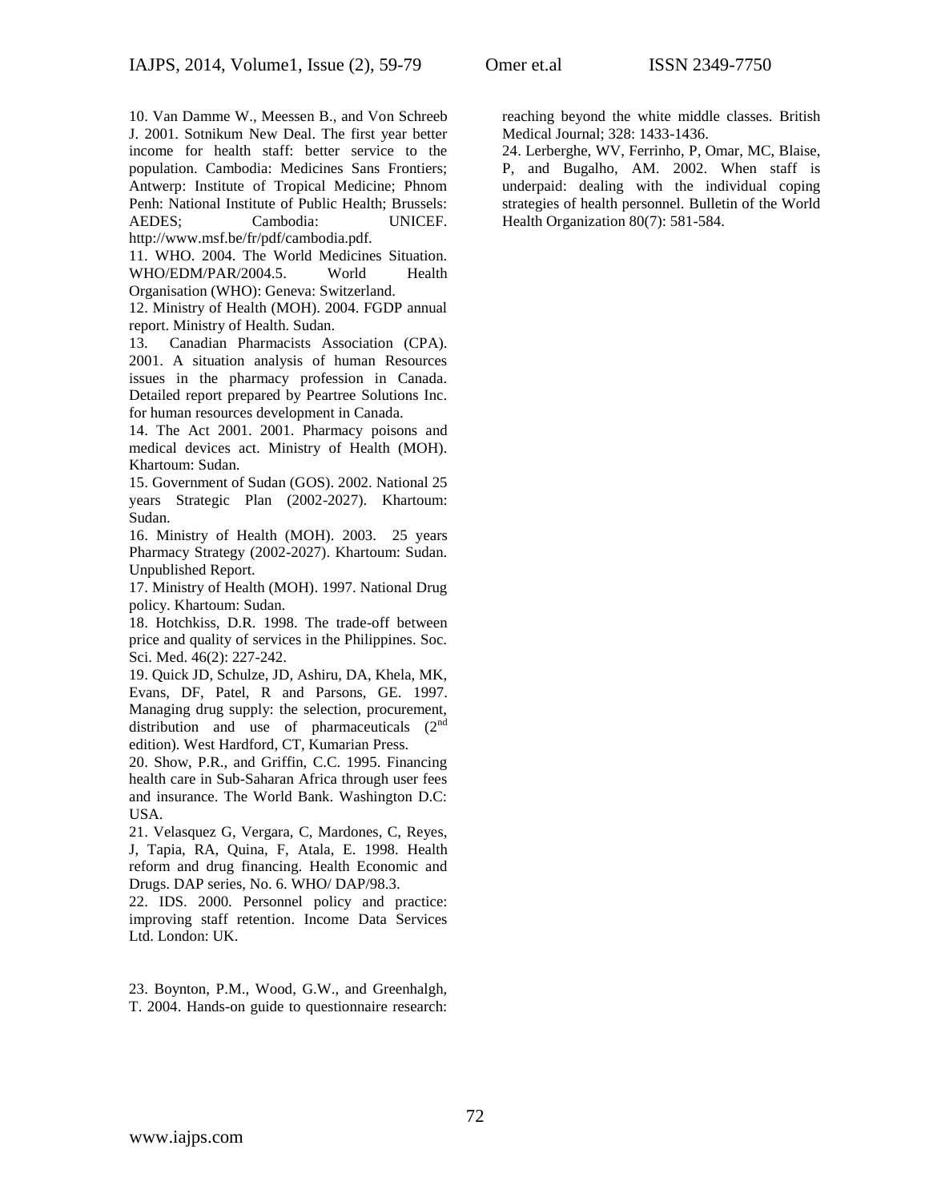10. Van Damme W., Meessen B., and Von Schreeb J. 2001. Sotnikum New Deal. The first year better income for health staff: better service to the population. Cambodia: Medicines Sans Frontiers; Antwerp: Institute of Tropical Medicine; Phnom Penh: National Institute of Public Health; Brussels: AEDES; Cambodia: UNICEF. http://www.msf.be/fr/pdf/cambodia.pdf.

11. WHO. 2004. The World Medicines Situation. WHO/EDM/PAR/2004.5. World Health Organisation (WHO): Geneva: Switzerland.

12. Ministry of Health (MOH). 2004. FGDP annual report. Ministry of Health. Sudan.

13. Canadian Pharmacists Association (CPA). 2001. A situation analysis of human Resources issues in the pharmacy profession in Canada. Detailed report prepared by Peartree Solutions Inc. for human resources development in Canada.

14. The Act 2001. 2001. Pharmacy poisons and medical devices act. Ministry of Health (MOH). Khartoum: Sudan.

15. Government of Sudan (GOS). 2002. National 25 years Strategic Plan (2002-2027). Khartoum: Sudan.

16. Ministry of Health (MOH). 2003. 25 years Pharmacy Strategy (2002-2027). Khartoum: Sudan. Unpublished Report.

17. Ministry of Health (MOH). 1997. National Drug policy. Khartoum: Sudan.

18. Hotchkiss, D.R. 1998. The trade-off between price and quality of services in the Philippines. Soc. Sci. Med. 46(2): 227-242.

19. Quick JD, Schulze, JD, Ashiru, DA, Khela, MK, Evans, DF, Patel, R and Parsons, GE. 1997. Managing drug supply: the selection, procurement, distribution and use of pharmaceuticals (2nd edition). West Hardford, CT, Kumarian Press.

20. Show, P.R., and Griffin, C.C. 1995. Financing health care in Sub-Saharan Africa through user fees and insurance. The World Bank. Washington D.C: USA.

21. Velasquez G, Vergara, C, Mardones, C, Reyes, J, Tapia, RA, Quina, F, Atala, E. 1998. Health reform and drug financing. Health Economic and Drugs. DAP series, No. 6. WHO/ DAP/98.3.

22. IDS. 2000. Personnel policy and practice: improving staff retention. Income Data Services Ltd. London: UK.

23. Boynton, P.M., Wood, G.W., and Greenhalgh, T. 2004. Hands-on guide to questionnaire research: reaching beyond the white middle classes. British Medical Journal; 328: 1433-1436.

24. Lerberghe, WV, Ferrinho, P, Omar, MC, Blaise, P, and Bugalho, AM. 2002. When staff is underpaid: dealing with the individual coping strategies of health personnel. Bulletin of the World Health Organization 80(7): 581-584.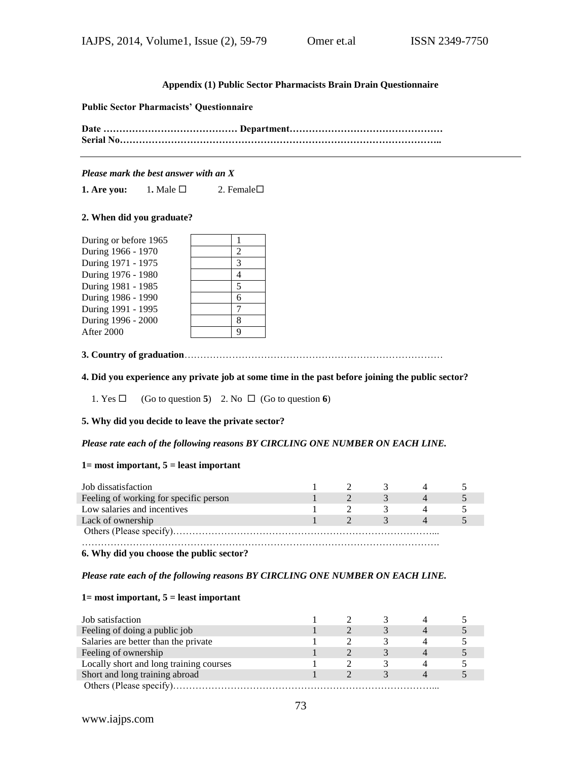**Appendix (1) Public Sector Pharmacists Brain Drain Questionnaire**

**Public Sector Pharmacists' Questionnaire**

**Date …………………………………… Department…………………………………………**
**Serial No……………………………………………………………………………………..**

---

***Please mark the best answer with an X***

**1. Are you:** 1**.** Male ☐ 2. Female☐

**2. When did you graduate?**

| | | |
|---|---|---|
| During or before 1965 | | 1 |
| During 1966 - 1970 | | 2 |
| During 1971 - 1975 | | 3 |
| During 1976 - 1980 | | 4 |
| During 1981 - 1985 | | 5 |
| During 1986 - 1990 | | 6 |
| During 1991 - 1995 | | 7 |
| During 1996 - 2000 | | 8 |
| After 2000 | | 9 |

**3. Country of graduation**……………………………………………………………………….

**4. Did you experience any private job at some time in the past before joining the public sector?**

1. Yes ☐ (Go to question **5**) 2. No ☐ (Go to question **6**)

**5. Why did you decide to leave the private sector?**

***Please rate each of the following reasons BY CIRCLING ONE NUMBER ON EACH LINE.***

**1= most important, 5 = least important**

| | | | | | |
|---|---|---|---|---|---|
| Job dissatisfaction | 1 | 2 | 3 | 4 | 5 |
| Feeling of working for specific person | 1 | 2 | 3 | 4 | 5 |
| Low salaries and incentives | 1 | 2 | 3 | 4 | 5 |
| Lack of ownership | 1 | 2 | 3 | 4 | 5 |

Others (Please specify)………………………………………………………………………...
…………………………………………………………………………………………………….

**6. Why did you choose the public sector?**

***Please rate each of the following reasons BY CIRCLING ONE NUMBER ON EACH LINE.***

**1= most important, 5 = least important**

| | | | | | |
|---|---|---|---|---|---|
| Job satisfaction | 1 | 2 | 3 | 4 | 5 |
| Feeling of doing a public job | 1 | 2 | 3 | 4 | 5 |
| Salaries are better than the private | 1 | 2 | 3 | 4 | 5 |
| Feeling of ownership | 1 | 2 | 3 | 4 | 5 |
| Locally short and long training courses | 1 | 2 | 3 | 4 | 5 |
| Short and long training abroad | 1 | 2 | 3 | 4 | 5 |

Others (Please specify)………………………………………………………………………...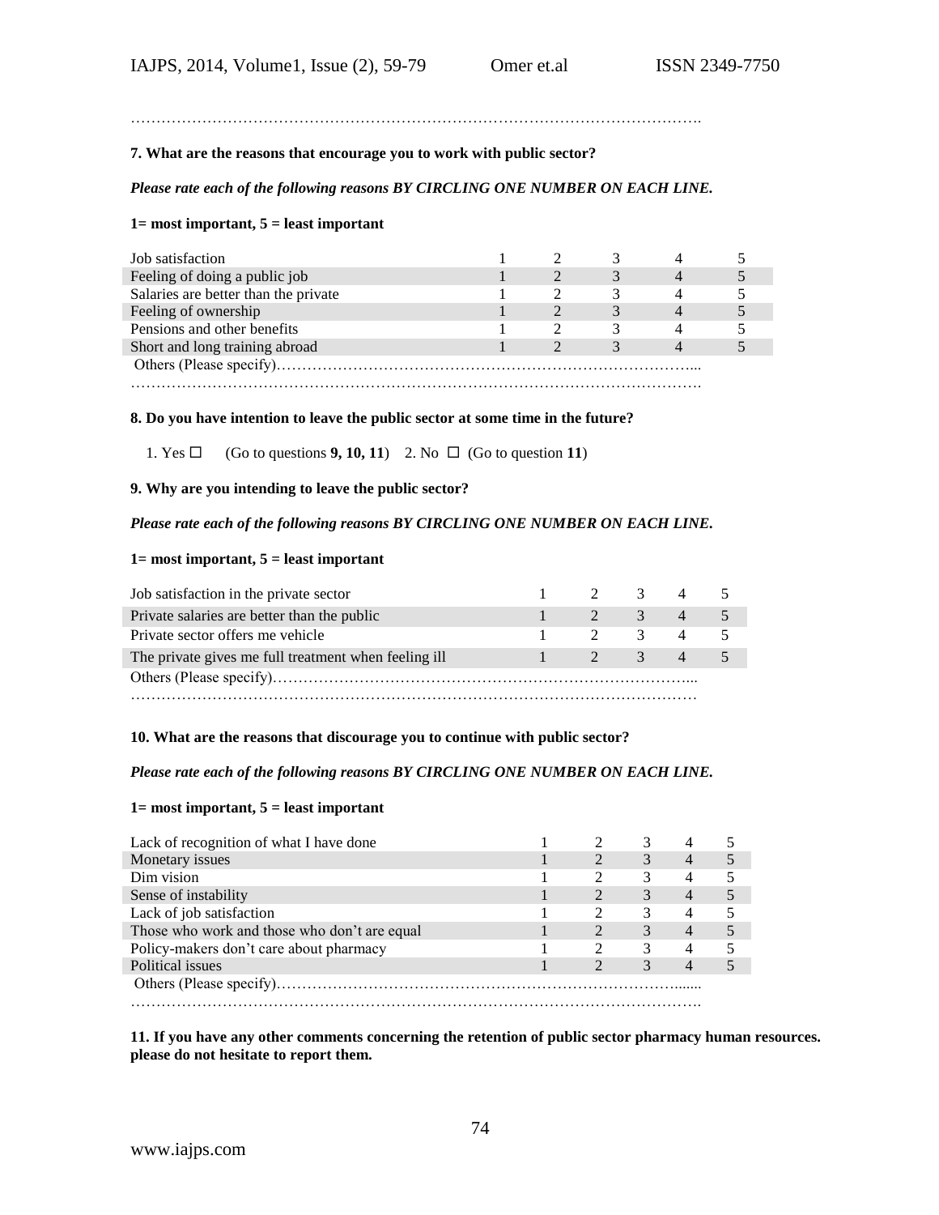…………………………………………………………………………………………………….

**7. What are the reasons that encourage you to work with public sector?**

***Please rate each of the following reasons BY CIRCLING ONE NUMBER ON EACH LINE.***

**1= most important, 5 = least important**

| | | | | | |
|---|---|---|---|---|---|
| Job satisfaction | 1 | 2 | 3 | 4 | 5 |
| Feeling of doing a public job | 1 | 2 | 3 | 4 | 5 |
| Salaries are better than the private | 1 | 2 | 3 | 4 | 5 |
| Feeling of ownership | 1 | 2 | 3 | 4 | 5 |
| Pensions and other benefits | 1 | 2 | 3 | 4 | 5 |
| Short and long training abroad | 1 | 2 | 3 | 4 | 5 |

Others (Please specify)………………………………………………………………………...
…………………………………………………………………………………………………….

**8. Do you have intention to leave the public sector at some time in the future?**

1. Yes ☐ (Go to questions **9, 10, 11**) 2. No ☐ (Go to question **11**)

**9. Why are you intending to leave the public sector?**

***Please rate each of the following reasons BY CIRCLING ONE NUMBER ON EACH LINE.***

**1= most important, 5 = least important**

| | | | | | |
|---|---|---|---|---|---|
| Job satisfaction in the private sector | 1 | 2 | 3 | 4 | 5 |
| Private salaries are better than the public | 1 | 2 | 3 | 4 | 5 |
| Private sector offers me vehicle | 1 | 2 | 3 | 4 | 5 |
| The private gives me full treatment when feeling ill | 1 | 2 | 3 | 4 | 5 |

Others (Please specify)………………………………………………………………………...
……………………………………………………………………………………………………

**10. What are the reasons that discourage you to continue with public sector?**

***Please rate each of the following reasons BY CIRCLING ONE NUMBER ON EACH LINE.***

**1= most important, 5 = least important**

| | | | | | |
|---|---|---|---|---|---|
| Lack of recognition of what I have done | 1 | 2 | 3 | 4 | 5 |
| Monetary issues | 1 | 2 | 3 | 4 | 5 |
| Dim vision | 1 | 2 | 3 | 4 | 5 |
| Sense of instability | 1 | 2 | 3 | 4 | 5 |
| Lack of job satisfaction | 1 | 2 | 3 | 4 | 5 |
| Those who work and those who don't are equal | 1 | 2 | 3 | 4 | 5 |
| Policy-makers don't care about pharmacy | 1 | 2 | 3 | 4 | 5 |
| Political issues | 1 | 2 | 3 | 4 | 5 |

Others (Please specify)……………………………………………………………………….......
…………………………………………………………………………………………………….

**11. If you have any other comments concerning the retention of public sector pharmacy human resources. please do not hesitate to report them.**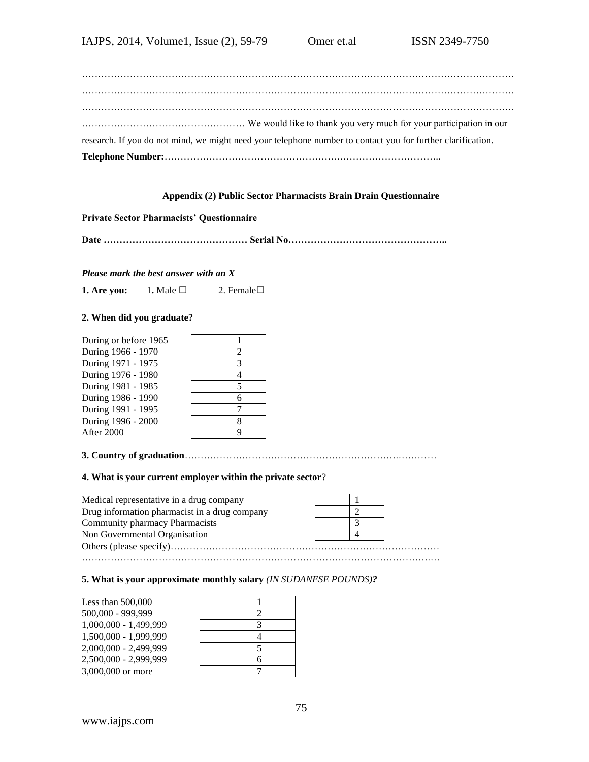……………………………………………………………………………………………………………………
……………………………………………………………………………………………………………………
……………………………………………………………………………………………………………………
…………………………………………… We would like to thank you very much for your participation in our research. If you do not mind, we might need your telephone number to contact you for further clarification.

**Telephone Number:**……………………………………………….…………………………..

### Appendix (2) Public Sector Pharmacists Brain Drain Questionnaire

**Private Sector Pharmacists' Questionnaire**

**Date ……………………………………… Serial No…………………………………………..**

---

***Please mark the best answer with an X***

**1. Are you:** 1**.** Male ☐ 2. Female☐

**2. When did you graduate?**

| | | |
|---|---|---|
| During or before 1965 | | 1 |
| During 1966 - 1970 | | 2 |
| During 1971 - 1975 | | 3 |
| During 1976 - 1980 | | 4 |
| During 1981 - 1985 | | 5 |
| During 1986 - 1990 | | 6 |
| During 1991 - 1995 | | 7 |
| During 1996 - 2000 | | 8 |
| After 2000 | | 9 |

**3. Country of graduation**…………………………………………………………….…………

**4. What is your current employer within the private sector**?

| | | |
|---|---|---|
| Medical representative in a drug company | | 1 |
| Drug information pharmacist in a drug company | | 2 |
| Community pharmacy Pharmacists | | 3 |
| Non Governmental Organisation | | 4 |

Others (please specify)…………………………………………………………………………
……………………………………………………………………………………………….…

**5. What is your approximate monthly salary** *(IN SUDANESE POUNDS)****?***

| | | |
|---|---|---|
| Less than 500,000 | | 1 |
| 500,000 - 999,999 | | 2 |
| 1,000,000 - 1,499,999 | | 3 |
| 1,500,000 - 1,999,999 | | 4 |
| 2,000,000 - 2,499,999 | | 5 |
| 2,500,000 - 2,999,999 | | 6 |
| 3,000,000 or more | | 7 |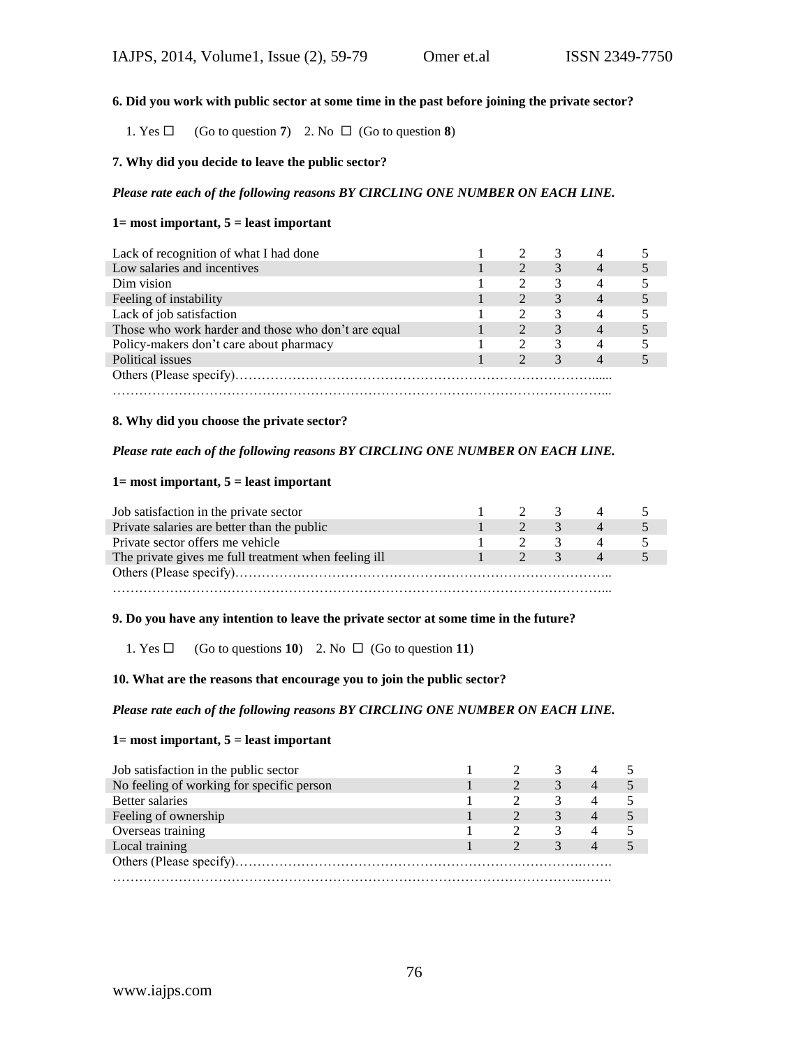**6. Did you work with public sector at some time in the past before joining the private sector?**

1. Yes ☐ (Go to question **7**) 2. No ☐ (Go to question **8**)

**7. Why did you decide to leave the public sector?**

***Please rate each of the following reasons BY CIRCLING ONE NUMBER ON EACH LINE.***

**1= most important, 5 = least important**

| | | | | | |
|---|---|---|---|---|---|
| Lack of recognition of what I had done | 1 | 2 | 3 | 4 | 5 |
| Low salaries and incentives | 1 | 2 | 3 | 4 | 5 |
| Dim vision | 1 | 2 | 3 | 4 | 5 |
| Feeling of instability | 1 | 2 | 3 | 4 | 5 |
| Lack of job satisfaction | 1 | 2 | 3 | 4 | 5 |
| Those who work harder and those who don't are equal | 1 | 2 | 3 | 4 | 5 |
| Policy-makers don't care about pharmacy | 1 | 2 | 3 | 4 | 5 |
| Political issues | 1 | 2 | 3 | 4 | 5 |

Others (Please specify)…………………………………………………………………………......
…………………………………………………………………………………………………...

**8. Why did you choose the private sector?**

***Please rate each of the following reasons BY CIRCLING ONE NUMBER ON EACH LINE.***

**1= most important, 5 = least important**

| | | | | | |
|---|---|---|---|---|---|
| Job satisfaction in the private sector | 1 | 2 | 3 | 4 | 5 |
| Private salaries are better than the public | 1 | 2 | 3 | 4 | 5 |
| Private sector offers me vehicle | 1 | 2 | 3 | 4 | 5 |
| The private gives me full treatment when feeling ill | 1 | 2 | 3 | 4 | 5 |

Others (Please specify)…………………………………………………………………………...
…………………………………………………………………………………………………...

**9. Do you have any intention to leave the private sector at some time in the future?**

1. Yes ☐ (Go to questions **10**) 2. No ☐ (Go to question **11**)

**10. What are the reasons that encourage you to join the public sector?**

***Please rate each of the following reasons BY CIRCLING ONE NUMBER ON EACH LINE.***

**1= most important, 5 = least important**

| | | | | | |
|---|---|---|---|---|---|
| Job satisfaction in the public sector | 1 | 2 | 3 | 4 | 5 |
| No feeling of working for specific person | 1 | 2 | 3 | 4 | 5 |
| Better salaries | 1 | 2 | 3 | 4 | 5 |
| Feeling of ownership | 1 | 2 | 3 | 4 | 5 |
| Overseas training | 1 | 2 | 3 | 4 | 5 |
| Local training | 1 | 2 | 3 | 4 | 5 |

Others (Please specify)……………………………………………………………………….…….
……………………………………………………………………………………………...…….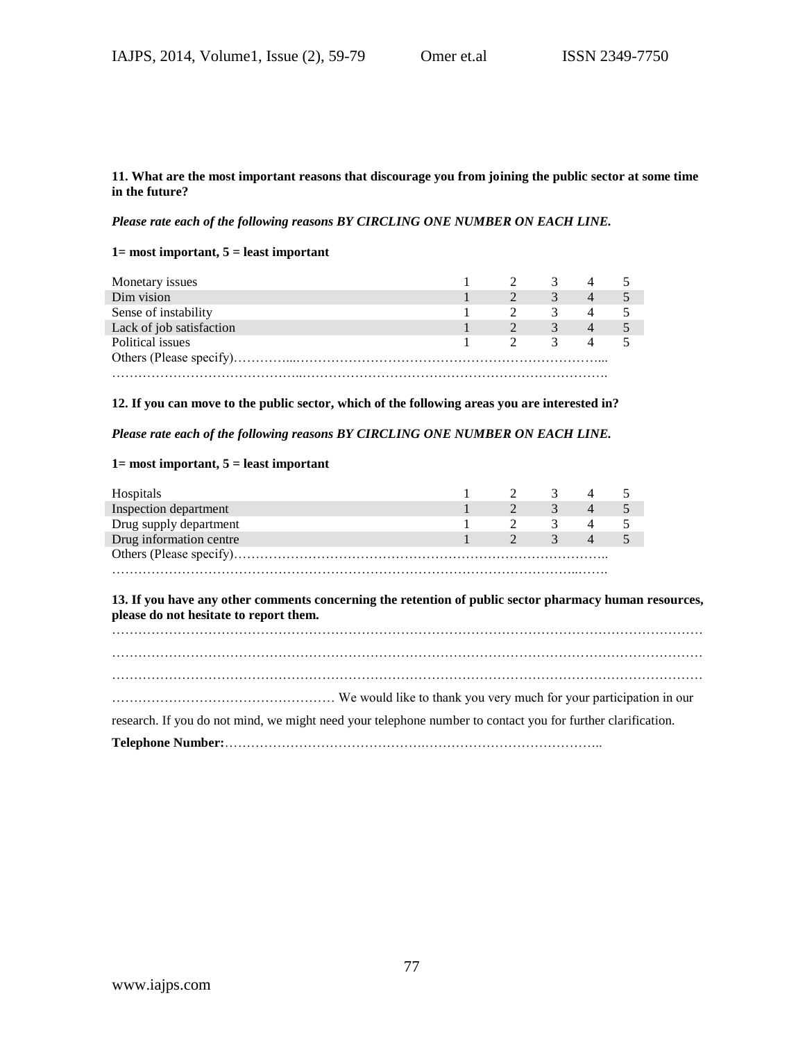**11. What are the most important reasons that discourage you from joining the public sector at some time in the future?**

***Please rate each of the following reasons BY CIRCLING ONE NUMBER ON EACH LINE.***

**1= most important, 5 = least important**

| | | | | | |
|---|---|---|---|---|---|
| Monetary issues | 1 | 2 | 3 | 4 | 5 |
| Dim vision | 1 | 2 | 3 | 4 | 5 |
| Sense of instability | 1 | 2 | 3 | 4 | 5 |
| Lack of job satisfaction | 1 | 2 | 3 | 4 | 5 |
| Political issues | 1 | 2 | 3 | 4 | 5 |

Others (Please specify)…………...………………………………………………………...

……………………………………..…………………………………………………………….

**12. If you can move to the public sector, which of the following areas you are interested in?**

***Please rate each of the following reasons BY CIRCLING ONE NUMBER ON EACH LINE.***

**1= most important, 5 = least important**

| | | | | | |
|---|---|---|---|---|---|
| Hospitals | 1 | 2 | 3 | 4 | 5 |
| Inspection department | 1 | 2 | 3 | 4 | 5 |
| Drug supply department | 1 | 2 | 3 | 4 | 5 |
| Drug information centre | 1 | 2 | 3 | 4 | 5 |

Others (Please specify)………………………………………………………………………..

…………………………………………………………………………………………...…….

**13. If you have any other comments concerning the retention of public sector pharmacy human resources, please do not hesitate to report them.**

…………………………………………………………………………………………………………………

…………………………………………………………………………………………………………………

…………………………………………………………………………………………………………………

…………………………………………… We would like to thank you very much for your participation in our research. If you do not mind, we might need your telephone number to contact you for further clarification.

**Telephone Number:**……………………………………….…………………………………..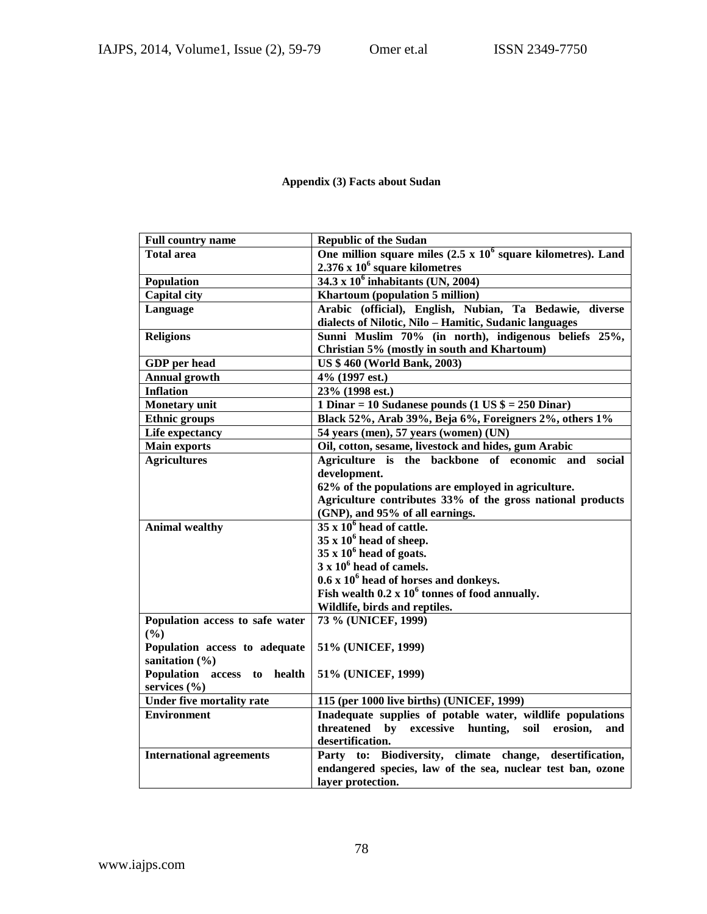**Appendix (3) Facts about Sudan**

| **Full country name** | **Republic of the Sudan** |
|---|---|
| **Total area** | **One million square miles (2.5 x $10^6$ square kilometres). Land 2.376 x $10^6$ square kilometres** |
| **Population** | **34.3 x $10^6$ inhabitants (UN, 2004)** |
| **Capital city** | **Khartoum (population 5 million)** |
| **Language** | **Arabic (official), English, Nubian, Ta Bedawie, diverse dialects of Nilotic, Nilo – Hamitic, Sudanic languages** |
| **Religions** | **Sunni Muslim 70% (in north), indigenous beliefs 25%, Christian 5% (mostly in south and Khartoum)** |
| **GDP per head** | **US $ 460 (World Bank, 2003)** |
| **Annual growth** | **4% (1997 est.)** |
| **Inflation** | **23% (1998 est.)** |
| **Monetary unit** | **1 Dinar = 10 Sudanese pounds (1 US $ = 250 Dinar)** |
| **Ethnic groups** | **Black 52%, Arab 39%, Beja 6%, Foreigners 2%, others 1%** |
| **Life expectancy** | **54 years (men), 57 years (women) (UN)** |
| **Main exports** | **Oil, cotton, sesame, livestock and hides, gum Arabic** |
| **Agricultures** | **Agriculture is the backbone of economic and social development.<br>62% of the populations are employed in agriculture.<br>Agriculture contributes 33% of the gross national products (GNP), and 95% of all earnings.** |
| **Animal wealthy** | **35 x $10^6$ head of cattle.<br>35 x $10^6$ head of sheep.<br>35 x $10^6$ head of goats.<br>3 x $10^6$ head of camels.<br>0.6 x $10^6$ head of horses and donkeys.<br>Fish wealth 0.2 x $10^6$ tonnes of food annually.<br>Wildlife, birds and reptiles.** |
| **Population access to safe water (%)<br>Population access to adequate sanitation (%)<br>Population access to health services (%)** | **73 % (UNICEF, 1999)<br>51% (UNICEF, 1999)<br>51% (UNICEF, 1999)** |
| **Under five mortality rate** | **115 (per 1000 live births) (UNICEF, 1999)** |
| **Environment** | **Inadequate supplies of potable water, wildlife populations threatened by excessive hunting, soil erosion, and desertification.** |
| **International agreements** | **Party to: Biodiversity, climate change, desertification, endangered species, law of the sea, nuclear test ban, ozone layer protection.** |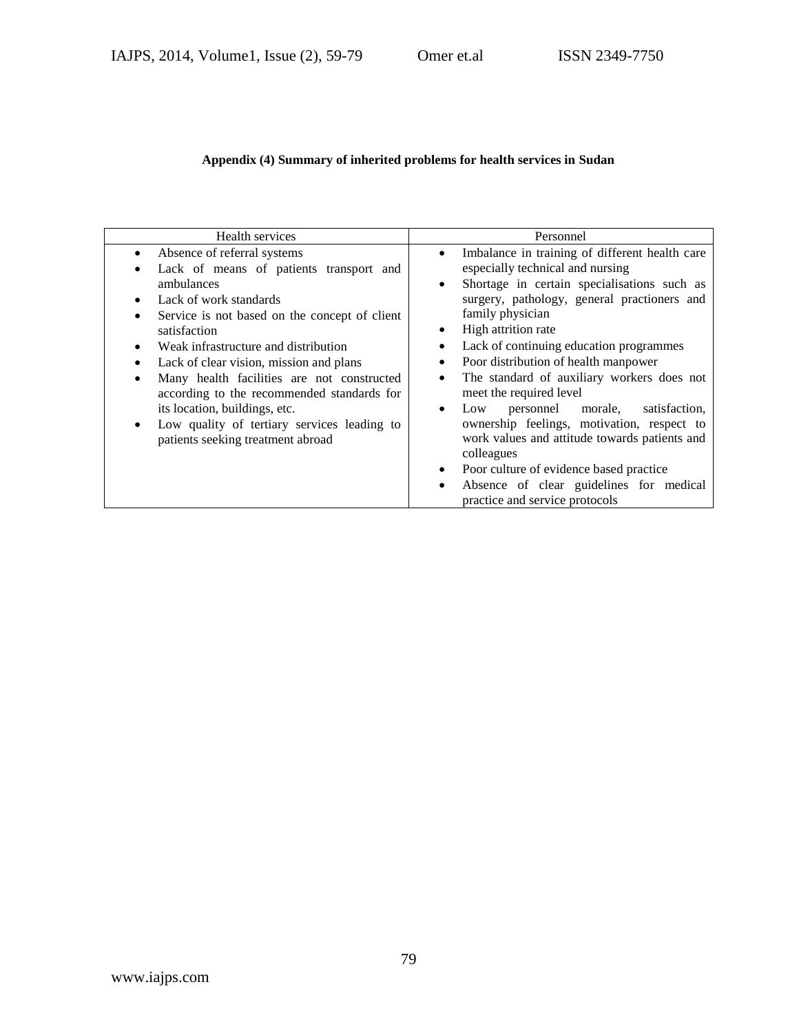**Appendix (4) Summary of inherited problems for health services in Sudan**

| Health services | Personnel |
|---|---|
| • Absence of referral systems<br>• Lack of means of patients transport and ambulances<br>• Lack of work standards<br>• Service is not based on the concept of client satisfaction<br>• Weak infrastructure and distribution<br>• Lack of clear vision, mission and plans<br>• Many health facilities are not constructed according to the recommended standards for its location, buildings, etc.<br>• Low quality of tertiary services leading to patients seeking treatment abroad | • Imbalance in training of different health care especially technical and nursing<br>• Shortage in certain specialisations such as surgery, pathology, general practioners and family physician<br>• High attrition rate<br>• Lack of continuing education programmes<br>• Poor distribution of health manpower<br>• The standard of auxiliary workers does not meet the required level<br>• Low personnel morale, satisfaction, ownership feelings, motivation, respect to work values and attitude towards patients and colleagues<br>• Poor culture of evidence based practice<br>• Absence of clear guidelines for medical practice and service protocols |